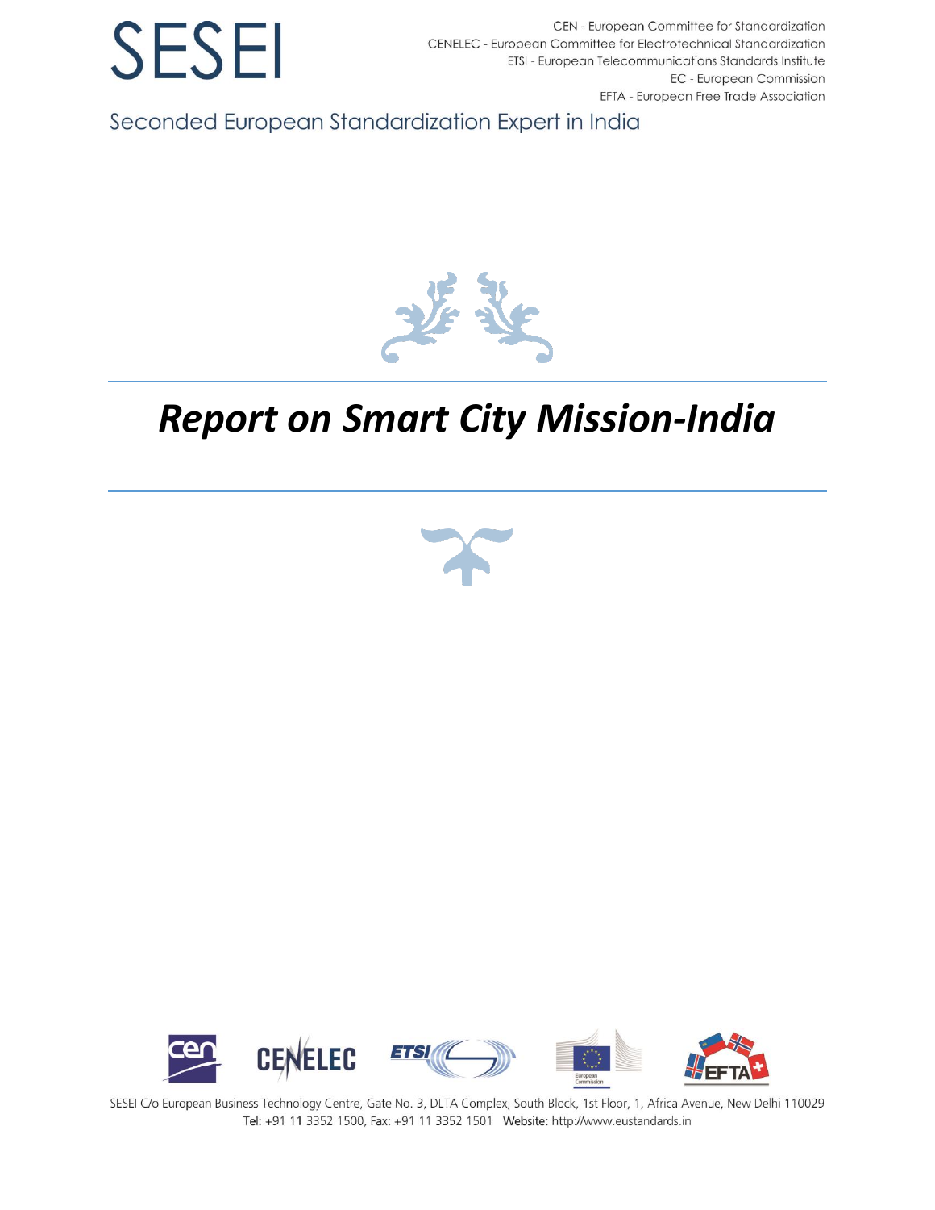# SESEI

CEN - European Committee for Standardization
CENELEC - European Committee for Electrotechnical Standardization
ETSI - European Telecommunications Standards Institute
EC - European Commission
EFTA - European Free Trade Association

Seconded European Standardization Expert in India

# *Report on Smart City Mission-India*

SESEI C/o European Business Technology Centre, Gate No. 3, DLTA Complex, South Block, 1st Floor, 1, Africa Avenue, New Delhi 110029
Tel: +91 11 3352 1500, Fax: +91 11 3352 1501 Website: http://www.eustandards.in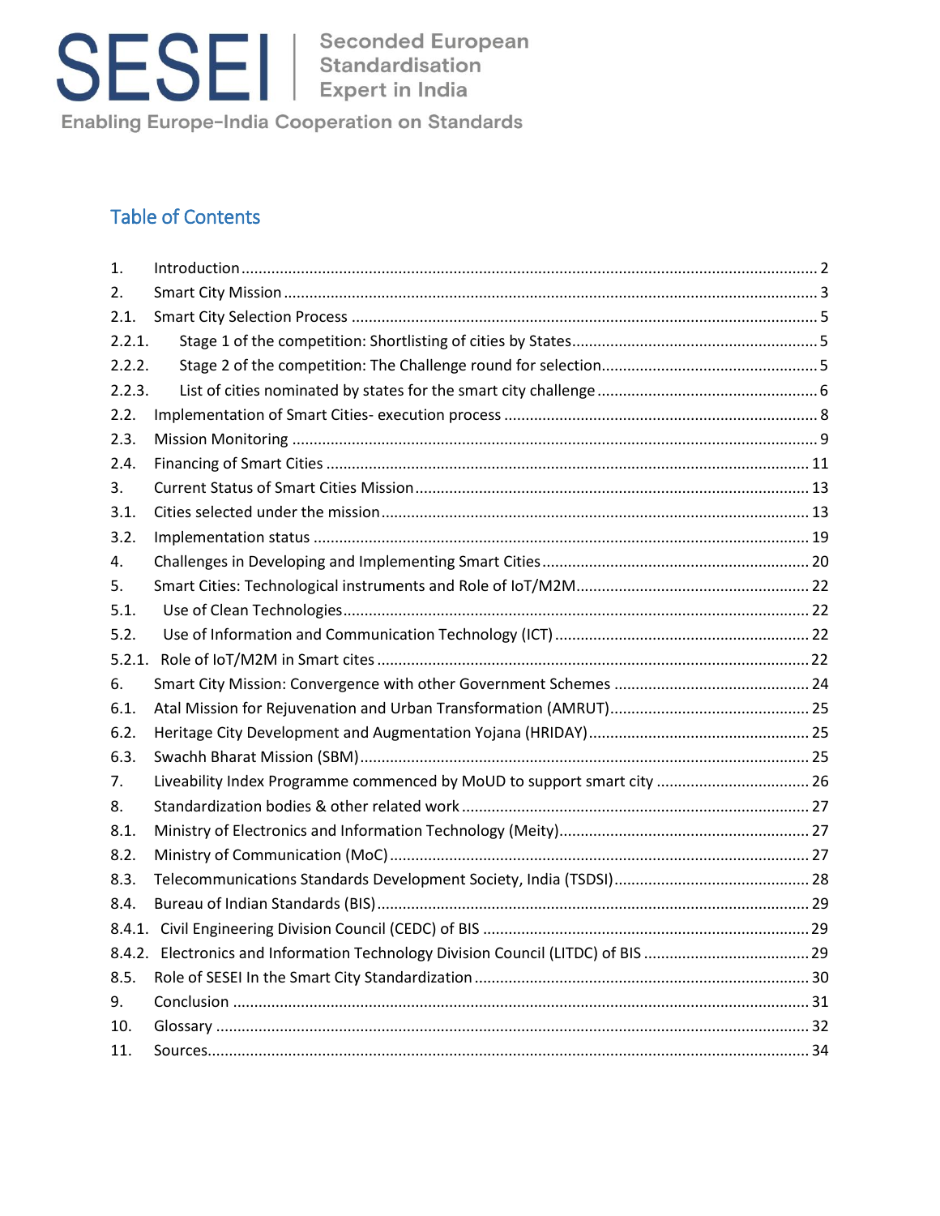SESEI | Seconded European Standardisation Expert in India

Enabling Europe-India Cooperation on Standards

## Table of Contents

1. Introduction ..... 2
2. Smart City Mission ..... 3
2.1. Smart City Selection Process ..... 5
2.2.1. Stage 1 of the competition: Shortlisting of cities by States ..... 5
2.2.2. Stage 2 of the competition: The Challenge round for selection ..... 5
2.2.3. List of cities nominated by states for the smart city challenge ..... 6
2.2. Implementation of Smart Cities- execution process ..... 8
2.3. Mission Monitoring ..... 9
2.4. Financing of Smart Cities ..... 11
3. Current Status of Smart Cities Mission ..... 13
3.1. Cities selected under the mission ..... 13
3.2. Implementation status ..... 19
4. Challenges in Developing and Implementing Smart Cities ..... 20
5. Smart Cities: Technological instruments and Role of IoT/M2M ..... 22
5.1. Use of Clean Technologies ..... 22
5.2. Use of Information and Communication Technology (ICT) ..... 22
5.2.1. Role of IoT/M2M in Smart cites ..... 22
6. Smart City Mission: Convergence with other Government Schemes ..... 24
6.1. Atal Mission for Rejuvenation and Urban Transformation (AMRUT) ..... 25
6.2. Heritage City Development and Augmentation Yojana (HRIDAY) ..... 25
6.3. Swachh Bharat Mission (SBM) ..... 25
7. Liveability Index Programme commenced by MoUD to support smart city ..... 26
8. Standardization bodies & other related work ..... 27
8.1. Ministry of Electronics and Information Technology (Meity) ..... 27
8.2. Ministry of Communication (MoC) ..... 27
8.3. Telecommunications Standards Development Society, India (TSDSI) ..... 28
8.4. Bureau of Indian Standards (BIS) ..... 29
8.4.1. Civil Engineering Division Council (CEDC) of BIS ..... 29
8.4.2. Electronics and Information Technology Division Council (LITDC) of BIS ..... 29
8.5. Role of SESEI In the Smart City Standardization ..... 30
9. Conclusion ..... 31
10. Glossary ..... 32
11. Sources ..... 34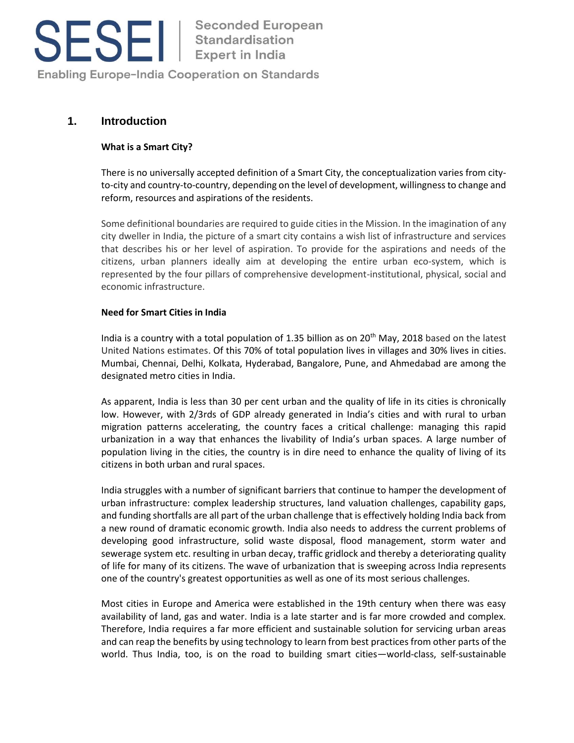## 1. Introduction

**What is a Smart City?**

There is no universally accepted definition of a Smart City, the conceptualization varies from city-to-city and country-to-country, depending on the level of development, willingness to change and reform, resources and aspirations of the residents.

Some definitional boundaries are required to guide cities in the Mission. In the imagination of any city dweller in India, the picture of a smart city contains a wish list of infrastructure and services that describes his or her level of aspiration. To provide for the aspirations and needs of the citizens, urban planners ideally aim at developing the entire urban eco-system, which is represented by the four pillars of comprehensive development-institutional, physical, social and economic infrastructure.

**Need for Smart Cities in India**

India is a country with a total population of 1.35 billion as on 20th May, 2018 based on the latest United Nations estimates. Of this 70% of total population lives in villages and 30% lives in cities. Mumbai, Chennai, Delhi, Kolkata, Hyderabad, Bangalore, Pune, and Ahmedabad are among the designated metro cities in India.

As apparent, India is less than 30 per cent urban and the quality of life in its cities is chronically low. However, with 2/3rds of GDP already generated in India's cities and with rural to urban migration patterns accelerating, the country faces a critical challenge: managing this rapid urbanization in a way that enhances the livability of India's urban spaces. A large number of population living in the cities, the country is in dire need to enhance the quality of living of its citizens in both urban and rural spaces.

India struggles with a number of significant barriers that continue to hamper the development of urban infrastructure: complex leadership structures, land valuation challenges, capability gaps, and funding shortfalls are all part of the urban challenge that is effectively holding India back from a new round of dramatic economic growth. India also needs to address the current problems of developing good infrastructure, solid waste disposal, flood management, storm water and sewerage system etc. resulting in urban decay, traffic gridlock and thereby a deteriorating quality of life for many of its citizens. The wave of urbanization that is sweeping across India represents one of the country's greatest opportunities as well as one of its most serious challenges.

Most cities in Europe and America were established in the 19th century when there was easy availability of land, gas and water. India is a late starter and is far more crowded and complex. Therefore, India requires a far more efficient and sustainable solution for servicing urban areas and can reap the benefits by using technology to learn from best practices from other parts of the world. Thus India, too, is on the road to building smart cities—world-class, self-sustainable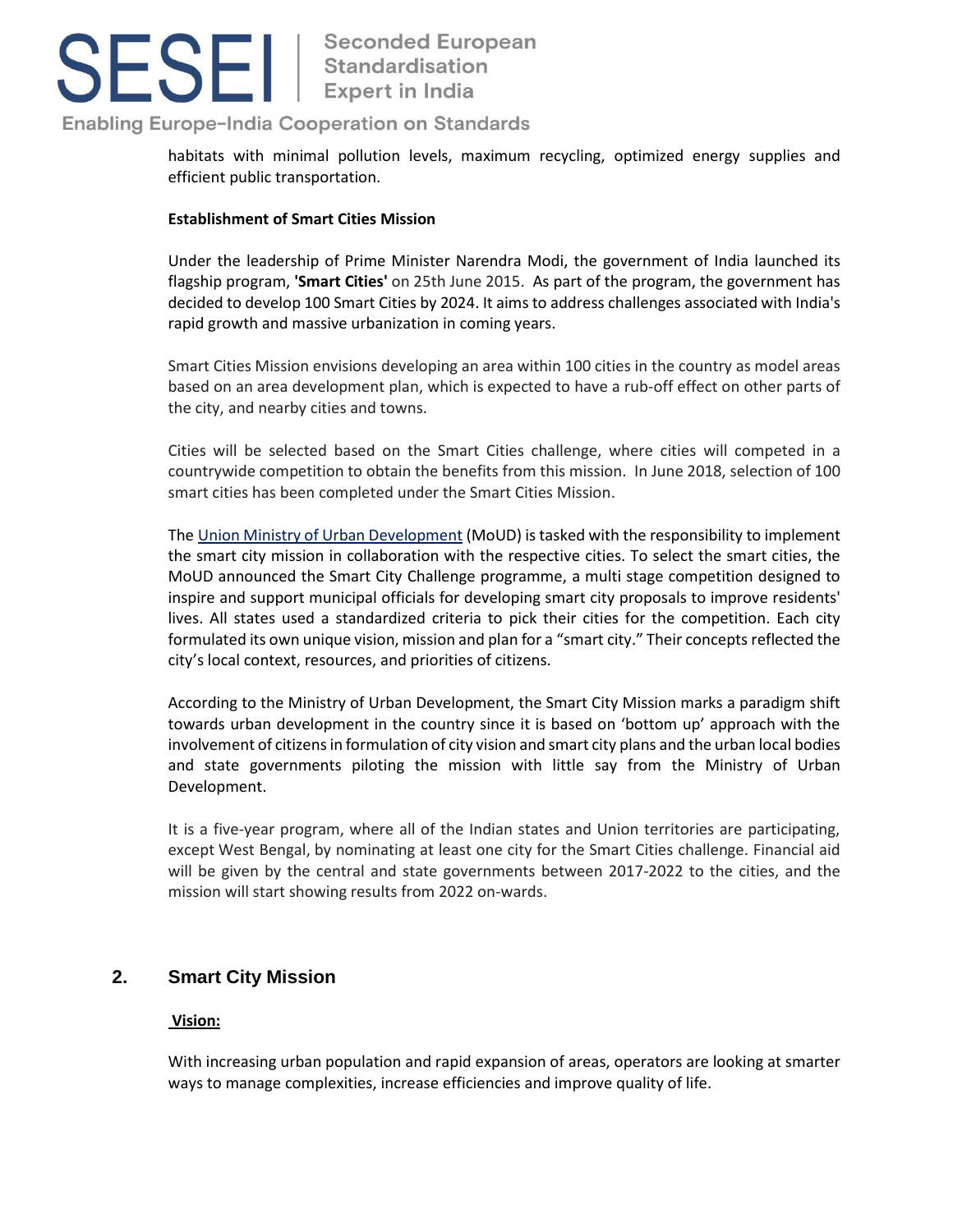habitats with minimal pollution levels, maximum recycling, optimized energy supplies and efficient public transportation.

**Establishment of Smart Cities Mission**

Under the leadership of Prime Minister Narendra Modi, the government of India launched its flagship program, **'Smart Cities'** on 25th June 2015. As part of the program, the government has decided to develop 100 Smart Cities by 2024. It aims to address challenges associated with India's rapid growth and massive urbanization in coming years.

Smart Cities Mission envisions developing an area within 100 cities in the country as model areas based on an area development plan, which is expected to have a rub-off effect on other parts of the city, and nearby cities and towns.

Cities will be selected based on the Smart Cities challenge, where cities will competed in a countrywide competition to obtain the benefits from this mission. In June 2018, selection of 100 smart cities has been completed under the Smart Cities Mission.

The Union Ministry of Urban Development (MoUD) is tasked with the responsibility to implement the smart city mission in collaboration with the respective cities. To select the smart cities, the MoUD announced the Smart City Challenge programme, a multi stage competition designed to inspire and support municipal officials for developing smart city proposals to improve residents' lives. All states used a standardized criteria to pick their cities for the competition. Each city formulated its own unique vision, mission and plan for a "smart city." Their concepts reflected the city's local context, resources, and priorities of citizens.

According to the Ministry of Urban Development, the Smart City Mission marks a paradigm shift towards urban development in the country since it is based on 'bottom up' approach with the involvement of citizens in formulation of city vision and smart city plans and the urban local bodies and state governments piloting the mission with little say from the Ministry of Urban Development.

It is a five-year program, where all of the Indian states and Union territories are participating, except West Bengal, by nominating at least one city for the Smart Cities challenge. Financial aid will be given by the central and state governments between 2017-2022 to the cities, and the mission will start showing results from 2022 on-wards.

## 2. Smart City Mission

**Vision:**

With increasing urban population and rapid expansion of areas, operators are looking at smarter ways to manage complexities, increase efficiencies and improve quality of life.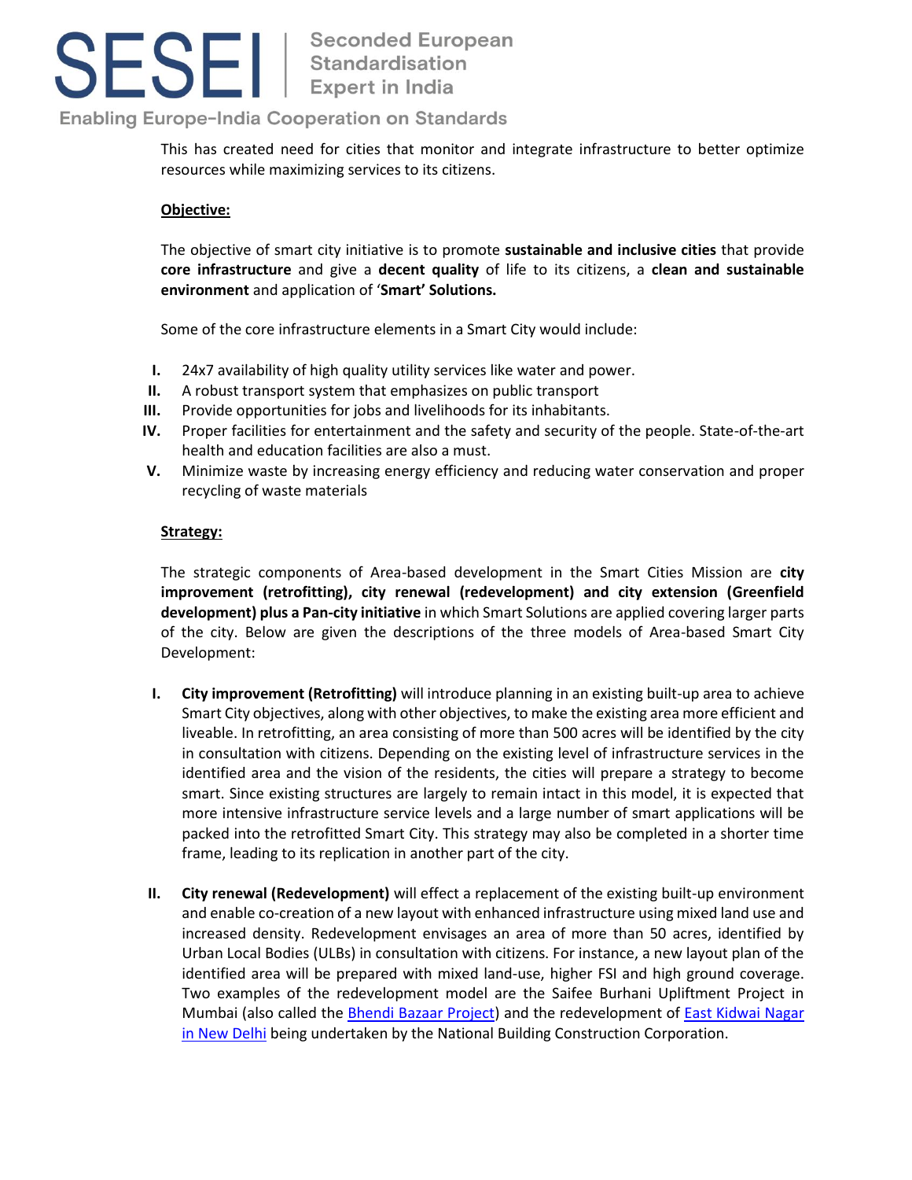This has created need for cities that monitor and integrate infrastructure to better optimize resources while maximizing services to its citizens.

**Objective:**

The objective of smart city initiative is to promote **sustainable and inclusive cities** that provide **core infrastructure** and give a **decent quality** of life to its citizens, a **clean and sustainable environment** and application of '**Smart' Solutions.**

Some of the core infrastructure elements in a Smart City would include:

I. 24x7 availability of high quality utility services like water and power.
II. A robust transport system that emphasizes on public transport
III. Provide opportunities for jobs and livelihoods for its inhabitants.
IV. Proper facilities for entertainment and the safety and security of the people. State-of-the-art health and education facilities are also a must.
V. Minimize waste by increasing energy efficiency and reducing water conservation and proper recycling of waste materials

**Strategy:**

The strategic components of Area-based development in the Smart Cities Mission are **city improvement (retrofitting), city renewal (redevelopment) and city extension (Greenfield development) plus a Pan-city initiative** in which Smart Solutions are applied covering larger parts of the city. Below are given the descriptions of the three models of Area-based Smart City Development:

I. **City improvement (Retrofitting)** will introduce planning in an existing built-up area to achieve Smart City objectives, along with other objectives, to make the existing area more efficient and liveable. In retrofitting, an area consisting of more than 500 acres will be identified by the city in consultation with citizens. Depending on the existing level of infrastructure services in the identified area and the vision of the residents, the cities will prepare a strategy to become smart. Since existing structures are largely to remain intact in this model, it is expected that more intensive infrastructure service levels and a large number of smart applications will be packed into the retrofitted Smart City. This strategy may also be completed in a shorter time frame, leading to its replication in another part of the city.

II. **City renewal (Redevelopment)** will effect a replacement of the existing built-up environment and enable co-creation of a new layout with enhanced infrastructure using mixed land use and increased density. Redevelopment envisages an area of more than 50 acres, identified by Urban Local Bodies (ULBs) in consultation with citizens. For instance, a new layout plan of the identified area will be prepared with mixed land-use, higher FSI and high ground coverage. Two examples of the redevelopment model are the Saifee Burhani Upliftment Project in Mumbai (also called the Bhendi Bazaar Project) and the redevelopment of East Kidwai Nagar in New Delhi being undertaken by the National Building Construction Corporation.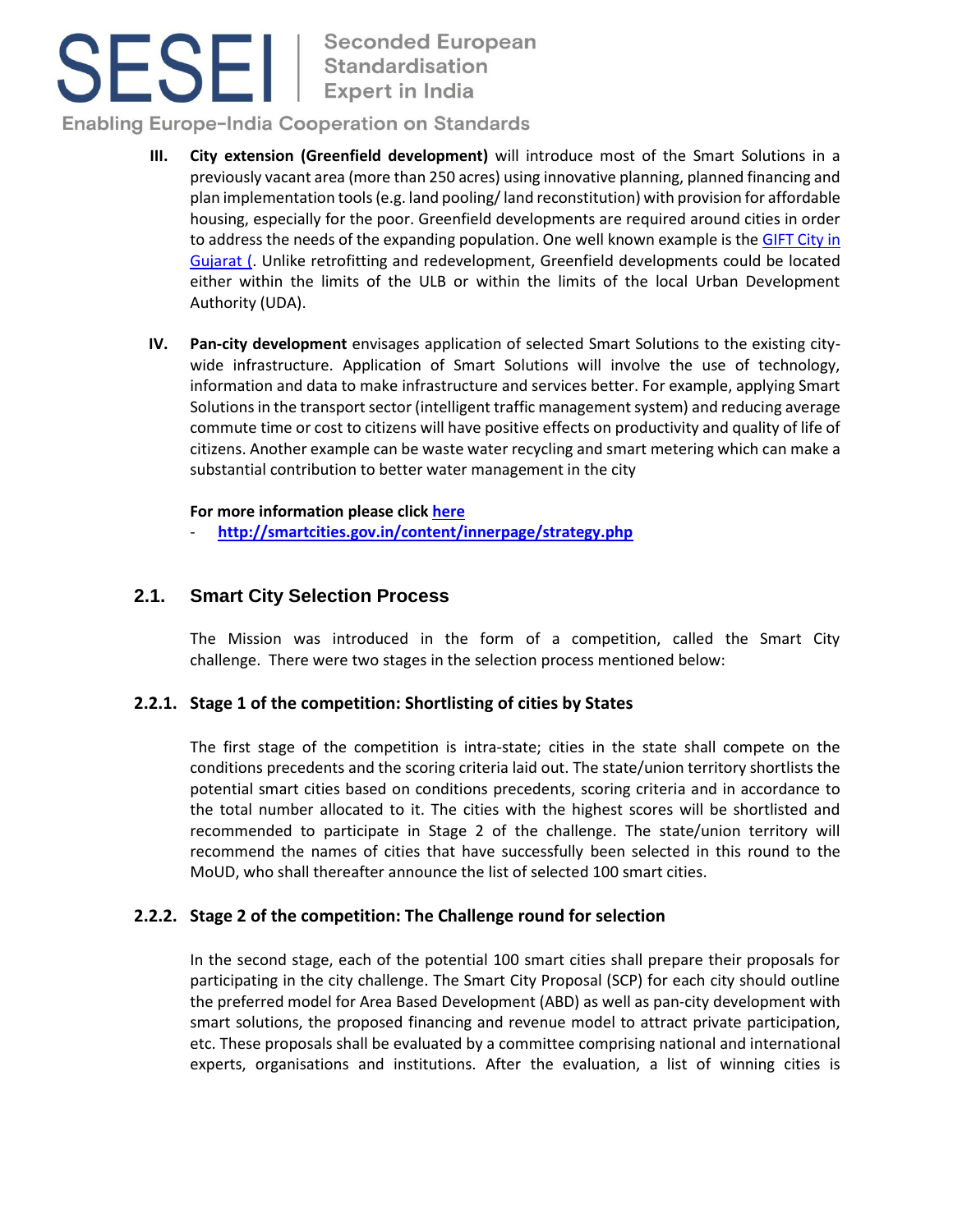III. **City extension (Greenfield development)** will introduce most of the Smart Solutions in a previously vacant area (more than 250 acres) using innovative planning, planned financing and plan implementation tools (e.g. land pooling/ land reconstitution) with provision for affordable housing, especially for the poor. Greenfield developments are required around cities in order to address the needs of the expanding population. One well known example is the GIFT City in Gujarat (. Unlike retrofitting and redevelopment, Greenfield developments could be located either within the limits of the ULB or within the limits of the local Urban Development Authority (UDA).

IV. **Pan-city development** envisages application of selected Smart Solutions to the existing city-wide infrastructure. Application of Smart Solutions will involve the use of technology, information and data to make infrastructure and services better. For example, applying Smart Solutions in the transport sector (intelligent traffic management system) and reducing average commute time or cost to citizens will have positive effects on productivity and quality of life of citizens. Another example can be waste water recycling and smart metering which can make a substantial contribution to better water management in the city

**For more information please click here**

- **http://smartcities.gov.in/content/innerpage/strategy.php**

## 2.1. Smart City Selection Process

The Mission was introduced in the form of a competition, called the Smart City challenge. There were two stages in the selection process mentioned below:

### 2.2.1. Stage 1 of the competition: Shortlisting of cities by States

The first stage of the competition is intra-state; cities in the state shall compete on the conditions precedents and the scoring criteria laid out. The state/union territory shortlists the potential smart cities based on conditions precedents, scoring criteria and in accordance to the total number allocated to it. The cities with the highest scores will be shortlisted and recommended to participate in Stage 2 of the challenge. The state/union territory will recommend the names of cities that have successfully been selected in this round to the MoUD, who shall thereafter announce the list of selected 100 smart cities.

### 2.2.2. Stage 2 of the competition: The Challenge round for selection

In the second stage, each of the potential 100 smart cities shall prepare their proposals for participating in the city challenge. The Smart City Proposal (SCP) for each city should outline the preferred model for Area Based Development (ABD) as well as pan-city development with smart solutions, the proposed financing and revenue model to attract private participation, etc. These proposals shall be evaluated by a committee comprising national and international experts, organisations and institutions. After the evaluation, a list of winning cities is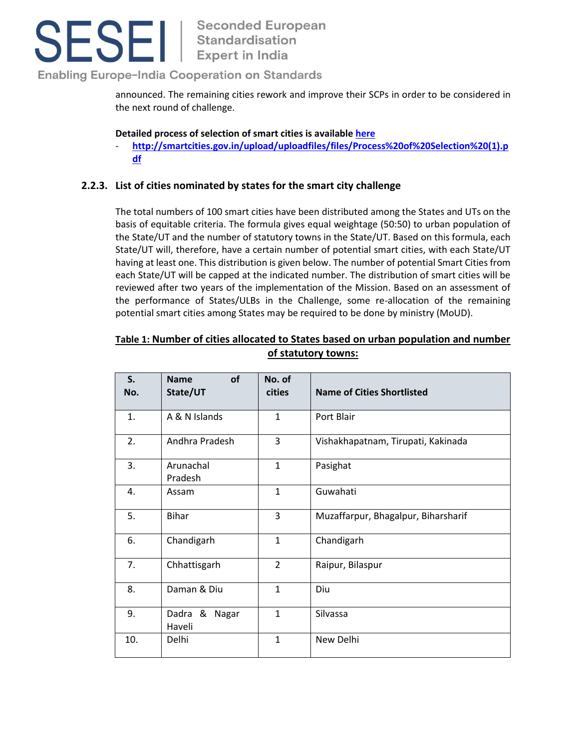announced. The remaining cities rework and improve their SCPs in order to be considered in the next round of challenge.

**Detailed process of selection of smart cities is available [here](http://smartcities.gov.in/upload/uploadfiles/files/Process%20of%20Selection%20(1).pdf)**

- **[http://smartcities.gov.in/upload/uploadfiles/files/Process%20of%20Selection%20(1).pdf](http://smartcities.gov.in/upload/uploadfiles/files/Process%20of%20Selection%20(1).pdf)**

### 2.2.3. List of cities nominated by states for the smart city challenge

The total numbers of 100 smart cities have been distributed among the States and UTs on the basis of equitable criteria. The formula gives equal weightage (50:50) to urban population of the State/UT and the number of statutory towns in the State/UT. Based on this formula, each State/UT will, therefore, have a certain number of potential smart cities, with each State/UT having at least one. This distribution is given below. The number of potential Smart Cities from each State/UT will be capped at the indicated number. The distribution of smart cities will be reviewed after two years of the implementation of the Mission. Based on an assessment of the performance of States/ULBs in the Challenge, some re-allocation of the remaining potential smart cities among States may be required to be done by ministry (MoUD).

**Table 1: Number of cities allocated to States based on urban population and number of statutory towns:**

| S. No. | Name of State/UT | No. of cities | Name of Cities Shortlisted |
|---|---|---|---|
| 1. | A & N Islands | 1 | Port Blair |
| 2. | Andhra Pradesh | 3 | Vishakhapatnam, Tirupati, Kakinada |
| 3. | Arunachal Pradesh | 1 | Pasighat |
| 4. | Assam | 1 | Guwahati |
| 5. | Bihar | 3 | Muzaffarpur, Bhagalpur, Biharsharif |
| 6. | Chandigarh | 1 | Chandigarh |
| 7. | Chhattisgarh | 2 | Raipur, Bilaspur |
| 8. | Daman & Diu | 1 | Diu |
| 9. | Dadra & Nagar Haveli | 1 | Silvassa |
| 10. | Delhi | 1 | New Delhi |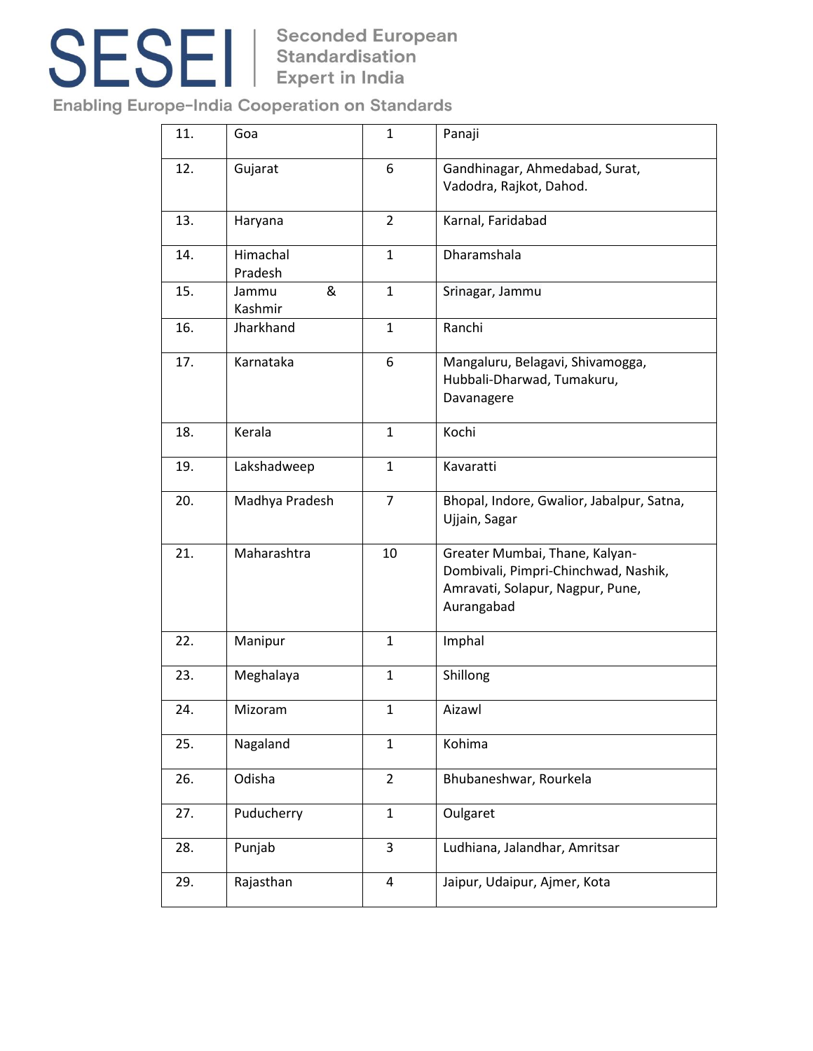| 11. | Goa | 1 | Panaji |
|---|---|---|---|
| 12. | Gujarat | 6 | Gandhinagar, Ahmedabad, Surat, Vadodra, Rajkot, Dahod. |
| 13. | Haryana | 2 | Karnal, Faridabad |
| 14. | Himachal Pradesh | 1 | Dharamshala |
| 15. | Jammu & Kashmir | 1 | Srinagar, Jammu |
| 16. | Jharkhand | 1 | Ranchi |
| 17. | Karnataka | 6 | Mangaluru, Belagavi, Shivamogga, Hubbali-Dharwad, Tumakuru, Davanagere |
| 18. | Kerala | 1 | Kochi |
| 19. | Lakshadweep | 1 | Kavaratti |
| 20. | Madhya Pradesh | 7 | Bhopal, Indore, Gwalior, Jabalpur, Satna, Ujjain, Sagar |
| 21. | Maharashtra | 10 | Greater Mumbai, Thane, Kalyan-Dombivali, Pimpri-Chinchwad, Nashik, Amravati, Solapur, Nagpur, Pune, Aurangabad |
| 22. | Manipur | 1 | Imphal |
| 23. | Meghalaya | 1 | Shillong |
| 24. | Mizoram | 1 | Aizawl |
| 25. | Nagaland | 1 | Kohima |
| 26. | Odisha | 2 | Bhubaneshwar, Rourkela |
| 27. | Puducherry | 1 | Oulgaret |
| 28. | Punjab | 3 | Ludhiana, Jalandhar, Amritsar |
| 29. | Rajasthan | 4 | Jaipur, Udaipur, Ajmer, Kota |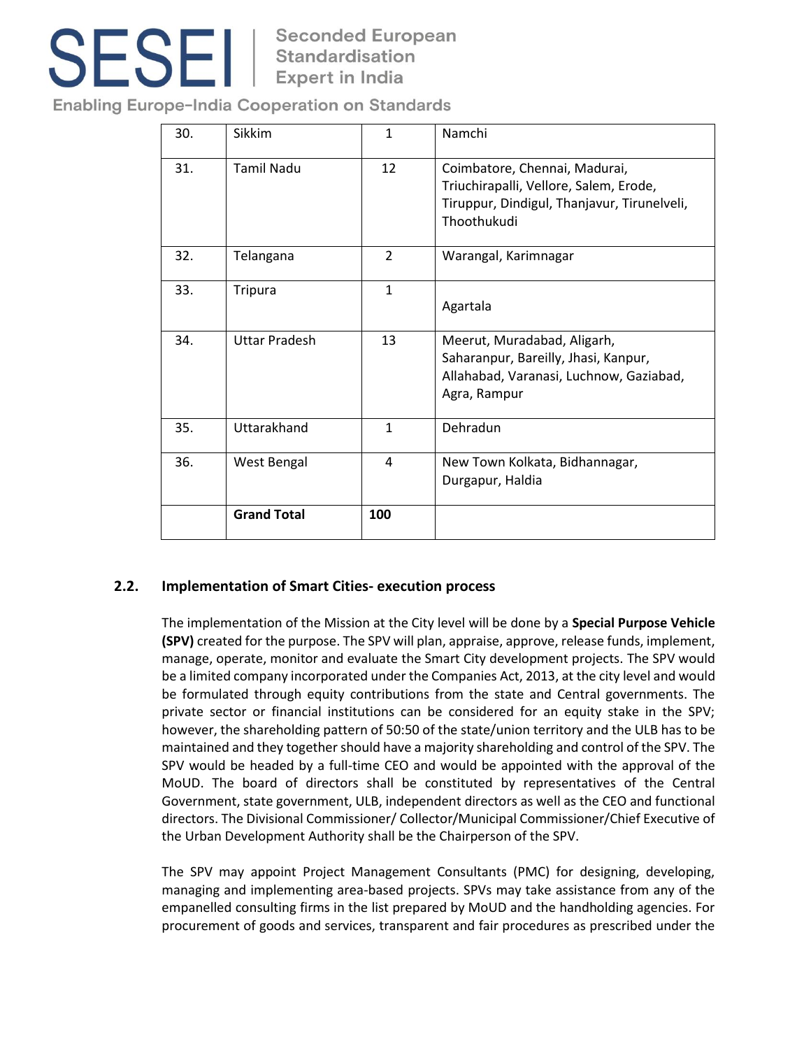| 30. | Sikkim | 1 | Namchi |
|---|---|---|---|
| 31. | Tamil Nadu | 12 | Coimbatore, Chennai, Madurai, Triuchirapalli, Vellore, Salem, Erode, Tiruppur, Dindigul, Thanjavur, Tirunelveli, Thoothukudi |
| 32. | Telangana | 2 | Warangal, Karimnagar |
| 33. | Tripura | 1 | Agartala |
| 34. | Uttar Pradesh | 13 | Meerut, Muradabad, Aligarh, Saharanpur, Bareilly, Jhasi, Kanpur, Allahabad, Varanasi, Luchnow, Gaziabad, Agra, Rampur |
| 35. | Uttarakhand | 1 | Dehradun |
| 36. | West Bengal | 4 | New Town Kolkata, Bidhannagar, Durgapur, Haldia |
| | **Grand Total** | **100** | |

### 2.2. Implementation of Smart Cities- execution process

The implementation of the Mission at the City level will be done by a **Special Purpose Vehicle (SPV)** created for the purpose. The SPV will plan, appraise, approve, release funds, implement, manage, operate, monitor and evaluate the Smart City development projects. The SPV would be a limited company incorporated under the Companies Act, 2013, at the city level and would be formulated through equity contributions from the state and Central governments. The private sector or financial institutions can be considered for an equity stake in the SPV; however, the shareholding pattern of 50:50 of the state/union territory and the ULB has to be maintained and they together should have a majority shareholding and control of the SPV. The SPV would be headed by a full-time CEO and would be appointed with the approval of the MoUD. The board of directors shall be constituted by representatives of the Central Government, state government, ULB, independent directors as well as the CEO and functional directors. The Divisional Commissioner/ Collector/Municipal Commissioner/Chief Executive of the Urban Development Authority shall be the Chairperson of the SPV.

The SPV may appoint Project Management Consultants (PMC) for designing, developing, managing and implementing area-based projects. SPVs may take assistance from any of the empanelled consulting firms in the list prepared by MoUD and the handholding agencies. For procurement of goods and services, transparent and fair procedures as prescribed under the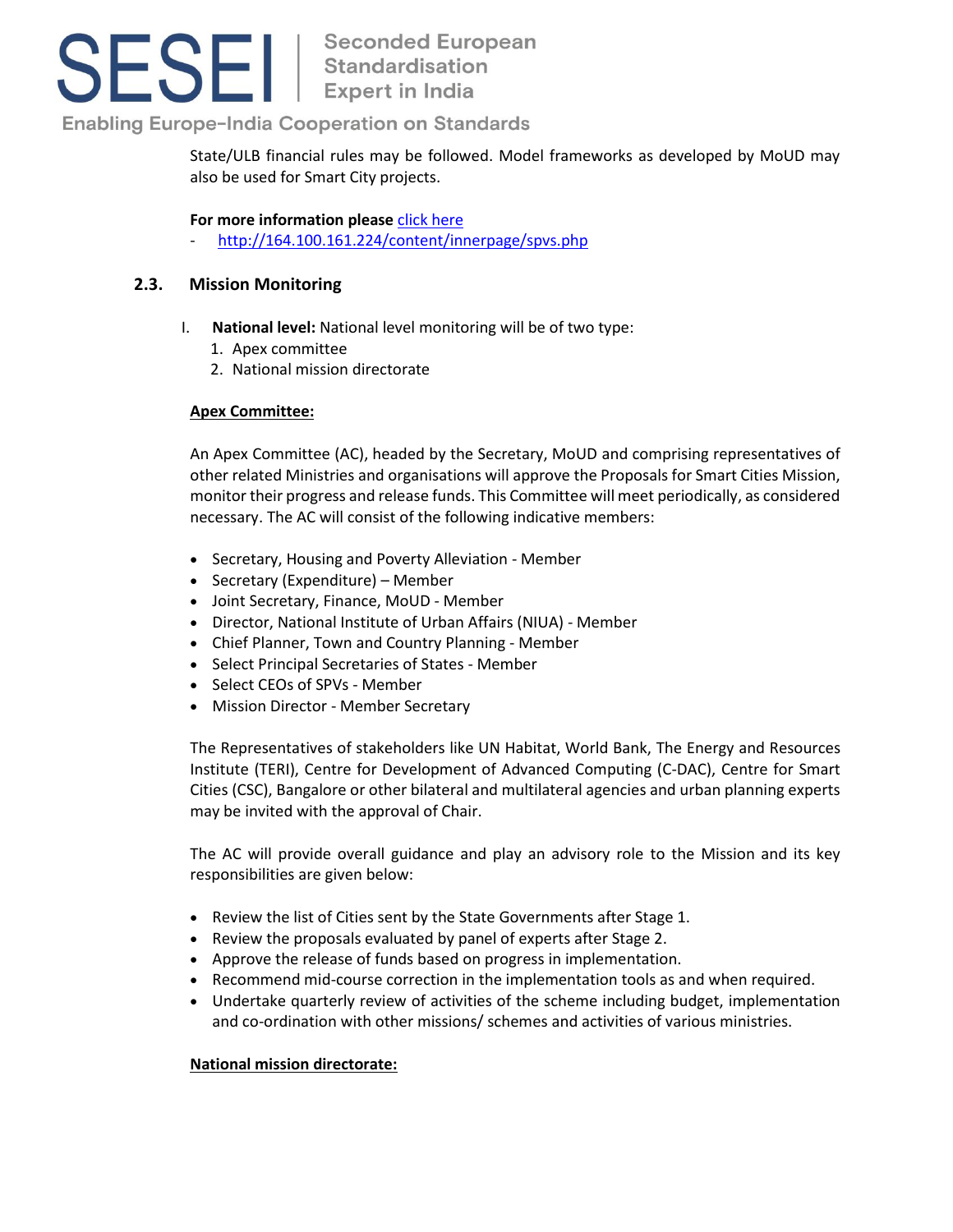State/ULB financial rules may be followed. Model frameworks as developed by MoUD may also be used for Smart City projects.

**For more information please** [click here](http://164.100.161.224/content/innerpage/spvs.php)

- [http://164.100.161.224/content/innerpage/spvs.php](http://164.100.161.224/content/innerpage/spvs.php)

## 2.3. Mission Monitoring

I. **National level:** National level monitoring will be of two type:
   1. Apex committee
   2. National mission directorate

**Apex Committee:**

An Apex Committee (AC), headed by the Secretary, MoUD and comprising representatives of other related Ministries and organisations will approve the Proposals for Smart Cities Mission, monitor their progress and release funds. This Committee will meet periodically, as considered necessary. The AC will consist of the following indicative members:

- Secretary, Housing and Poverty Alleviation - Member
- Secretary (Expenditure) – Member
- Joint Secretary, Finance, MoUD - Member
- Director, National Institute of Urban Affairs (NIUA) - Member
- Chief Planner, Town and Country Planning - Member
- Select Principal Secretaries of States - Member
- Select CEOs of SPVs - Member
- Mission Director - Member Secretary

The Representatives of stakeholders like UN Habitat, World Bank, The Energy and Resources Institute (TERI), Centre for Development of Advanced Computing (C-DAC), Centre for Smart Cities (CSC), Bangalore or other bilateral and multilateral agencies and urban planning experts may be invited with the approval of Chair.

The AC will provide overall guidance and play an advisory role to the Mission and its key responsibilities are given below:

- Review the list of Cities sent by the State Governments after Stage 1.
- Review the proposals evaluated by panel of experts after Stage 2.
- Approve the release of funds based on progress in implementation.
- Recommend mid-course correction in the implementation tools as and when required.
- Undertake quarterly review of activities of the scheme including budget, implementation and co-ordination with other missions/ schemes and activities of various ministries.

**National mission directorate:**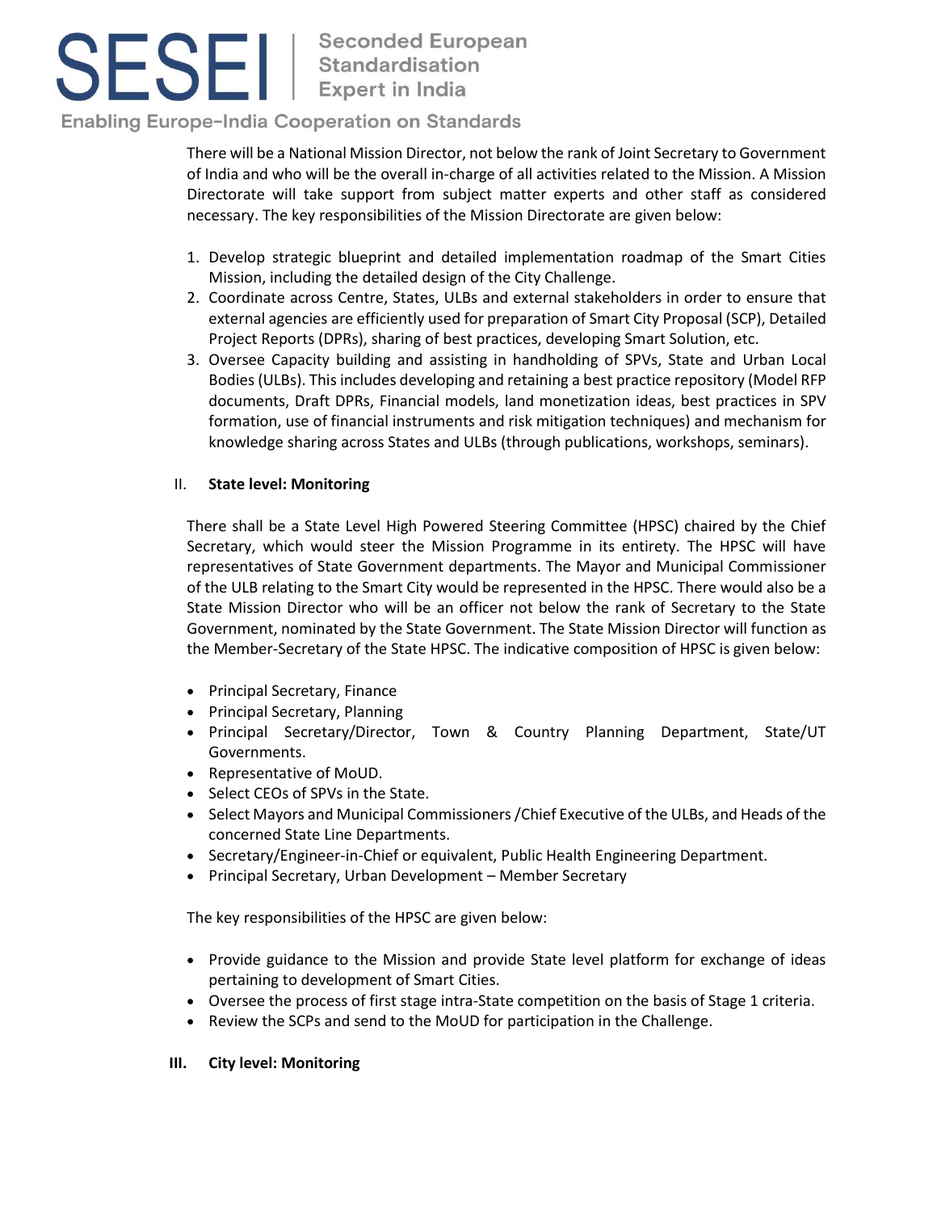There will be a National Mission Director, not below the rank of Joint Secretary to Government of India and who will be the overall in-charge of all activities related to the Mission. A Mission Directorate will take support from subject matter experts and other staff as considered necessary. The key responsibilities of the Mission Directorate are given below:

1. Develop strategic blueprint and detailed implementation roadmap of the Smart Cities Mission, including the detailed design of the City Challenge.
2. Coordinate across Centre, States, ULBs and external stakeholders in order to ensure that external agencies are efficiently used for preparation of Smart City Proposal (SCP), Detailed Project Reports (DPRs), sharing of best practices, developing Smart Solution, etc.
3. Oversee Capacity building and assisting in handholding of SPVs, State and Urban Local Bodies (ULBs). This includes developing and retaining a best practice repository (Model RFP documents, Draft DPRs, Financial models, land monetization ideas, best practices in SPV formation, use of financial instruments and risk mitigation techniques) and mechanism for knowledge sharing across States and ULBs (through publications, workshops, seminars).

II. **State level: Monitoring**

There shall be a State Level High Powered Steering Committee (HPSC) chaired by the Chief Secretary, which would steer the Mission Programme in its entirety. The HPSC will have representatives of State Government departments. The Mayor and Municipal Commissioner of the ULB relating to the Smart City would be represented in the HPSC. There would also be a State Mission Director who will be an officer not below the rank of Secretary to the State Government, nominated by the State Government. The State Mission Director will function as the Member-Secretary of the State HPSC. The indicative composition of HPSC is given below:

- Principal Secretary, Finance
- Principal Secretary, Planning
- Principal Secretary/Director, Town & Country Planning Department, State/UT Governments.
- Representative of MoUD.
- Select CEOs of SPVs in the State.
- Select Mayors and Municipal Commissioners /Chief Executive of the ULBs, and Heads of the concerned State Line Departments.
- Secretary/Engineer-in-Chief or equivalent, Public Health Engineering Department.
- Principal Secretary, Urban Development – Member Secretary

The key responsibilities of the HPSC are given below:

- Provide guidance to the Mission and provide State level platform for exchange of ideas pertaining to development of Smart Cities.
- Oversee the process of first stage intra-State competition on the basis of Stage 1 criteria.
- Review the SCPs and send to the MoUD for participation in the Challenge.

**III. City level: Monitoring**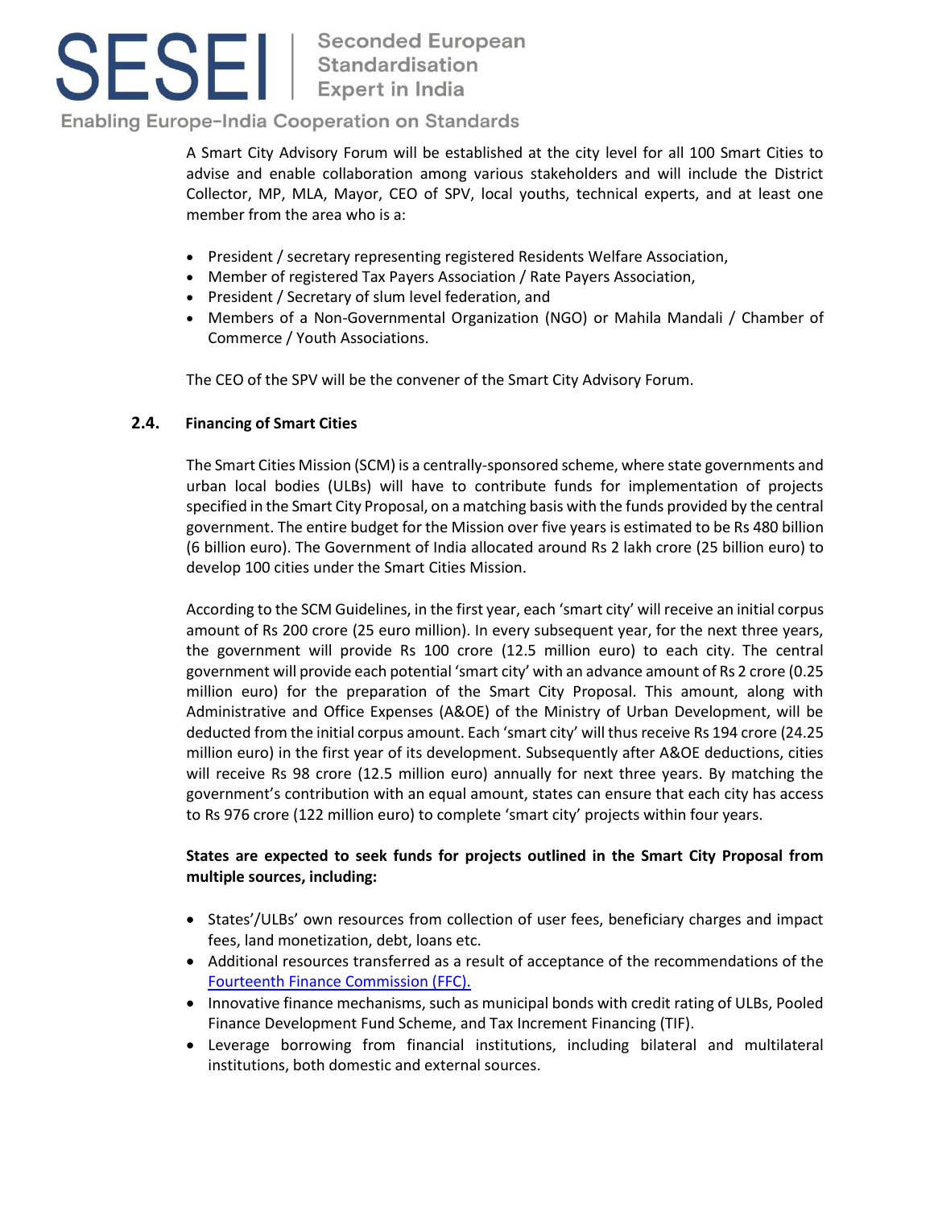A Smart City Advisory Forum will be established at the city level for all 100 Smart Cities to advise and enable collaboration among various stakeholders and will include the District Collector, MP, MLA, Mayor, CEO of SPV, local youths, technical experts, and at least one member from the area who is a:

- President / secretary representing registered Residents Welfare Association,
- Member of registered Tax Payers Association / Rate Payers Association,
- President / Secretary of slum level federation, and
- Members of a Non-Governmental Organization (NGO) or Mahila Mandali / Chamber of Commerce / Youth Associations.

The CEO of the SPV will be the convener of the Smart City Advisory Forum.

## 2.4. Financing of Smart Cities

The Smart Cities Mission (SCM) is a centrally-sponsored scheme, where state governments and urban local bodies (ULBs) will have to contribute funds for implementation of projects specified in the Smart City Proposal, on a matching basis with the funds provided by the central government. The entire budget for the Mission over five years is estimated to be Rs 480 billion (6 billion euro). The Government of India allocated around Rs 2 lakh crore (25 billion euro) to develop 100 cities under the Smart Cities Mission.

According to the SCM Guidelines, in the first year, each 'smart city' will receive an initial corpus amount of Rs 200 crore (25 euro million). In every subsequent year, for the next three years, the government will provide Rs 100 crore (12.5 million euro) to each city. The central government will provide each potential 'smart city' with an advance amount of Rs 2 crore (0.25 million euro) for the preparation of the Smart City Proposal. This amount, along with Administrative and Office Expenses (A&OE) of the Ministry of Urban Development, will be deducted from the initial corpus amount. Each 'smart city' will thus receive Rs 194 crore (24.25 million euro) in the first year of its development. Subsequently after A&OE deductions, cities will receive Rs 98 crore (12.5 million euro) annually for next three years. By matching the government's contribution with an equal amount, states can ensure that each city has access to Rs 976 crore (122 million euro) to complete 'smart city' projects within four years.

**States are expected to seek funds for projects outlined in the Smart City Proposal from multiple sources, including:**

- States'/ULBs' own resources from collection of user fees, beneficiary charges and impact fees, land monetization, debt, loans etc.
- Additional resources transferred as a result of acceptance of the recommendations of the Fourteenth Finance Commission (FFC).
- Innovative finance mechanisms, such as municipal bonds with credit rating of ULBs, Pooled Finance Development Fund Scheme, and Tax Increment Financing (TIF).
- Leverage borrowing from financial institutions, including bilateral and multilateral institutions, both domestic and external sources.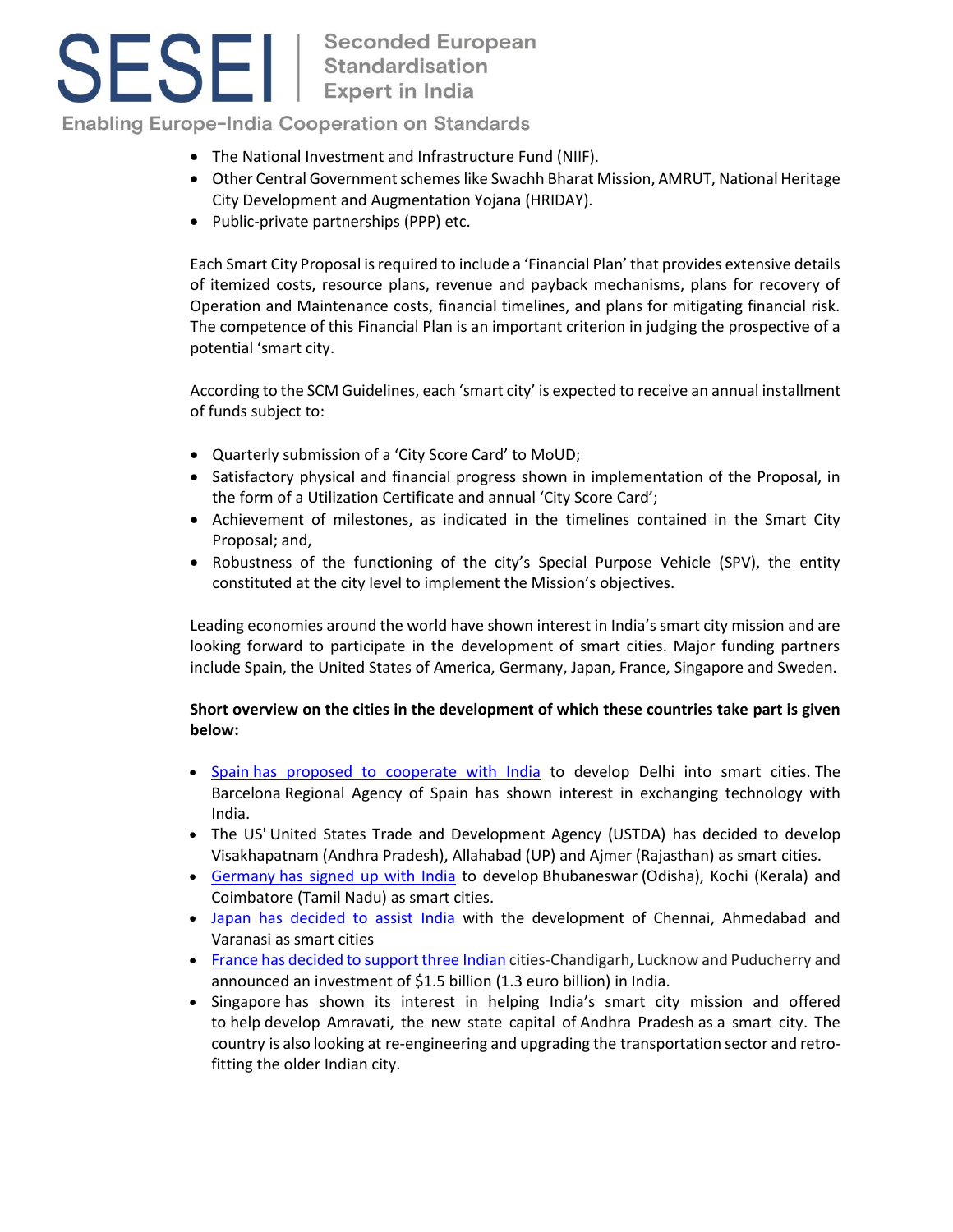- The National Investment and Infrastructure Fund (NIIF).
- Other Central Government schemes like Swachh Bharat Mission, AMRUT, National Heritage City Development and Augmentation Yojana (HRIDAY).
- Public-private partnerships (PPP) etc.

Each Smart City Proposal is required to include a 'Financial Plan' that provides extensive details of itemized costs, resource plans, revenue and payback mechanisms, plans for recovery of Operation and Maintenance costs, financial timelines, and plans for mitigating financial risk. The competence of this Financial Plan is an important criterion in judging the prospective of a potential 'smart city.

According to the SCM Guidelines, each 'smart city' is expected to receive an annual installment of funds subject to:

- Quarterly submission of a 'City Score Card' to MoUD;
- Satisfactory physical and financial progress shown in implementation of the Proposal, in the form of a Utilization Certificate and annual 'City Score Card';
- Achievement of milestones, as indicated in the timelines contained in the Smart City Proposal; and,
- Robustness of the functioning of the city's Special Purpose Vehicle (SPV), the entity constituted at the city level to implement the Mission's objectives.

Leading economies around the world have shown interest in India's smart city mission and are looking forward to participate in the development of smart cities. Major funding partners include Spain, the United States of America, Germany, Japan, France, Singapore and Sweden.

**Short overview on the cities in the development of which these countries take part is given below:**

- Spain has proposed to cooperate with India to develop Delhi into smart cities. The Barcelona Regional Agency of Spain has shown interest in exchanging technology with India.
- The US' United States Trade and Development Agency (USTDA) has decided to develop Visakhapatnam (Andhra Pradesh), Allahabad (UP) and Ajmer (Rajasthan) as smart cities.
- Germany has signed up with India to develop Bhubaneswar (Odisha), Kochi (Kerala) and Coimbatore (Tamil Nadu) as smart cities.
- Japan has decided to assist India with the development of Chennai, Ahmedabad and Varanasi as smart cities
- France has decided to support three Indian cities-Chandigarh, Lucknow and Puducherry and announced an investment of $1.5 billion (1.3 euro billion) in India.
- Singapore has shown its interest in helping India's smart city mission and offered to help develop Amravati, the new state capital of Andhra Pradesh as a smart city. The country is also looking at re-engineering and upgrading the transportation sector and retro-fitting the older Indian city.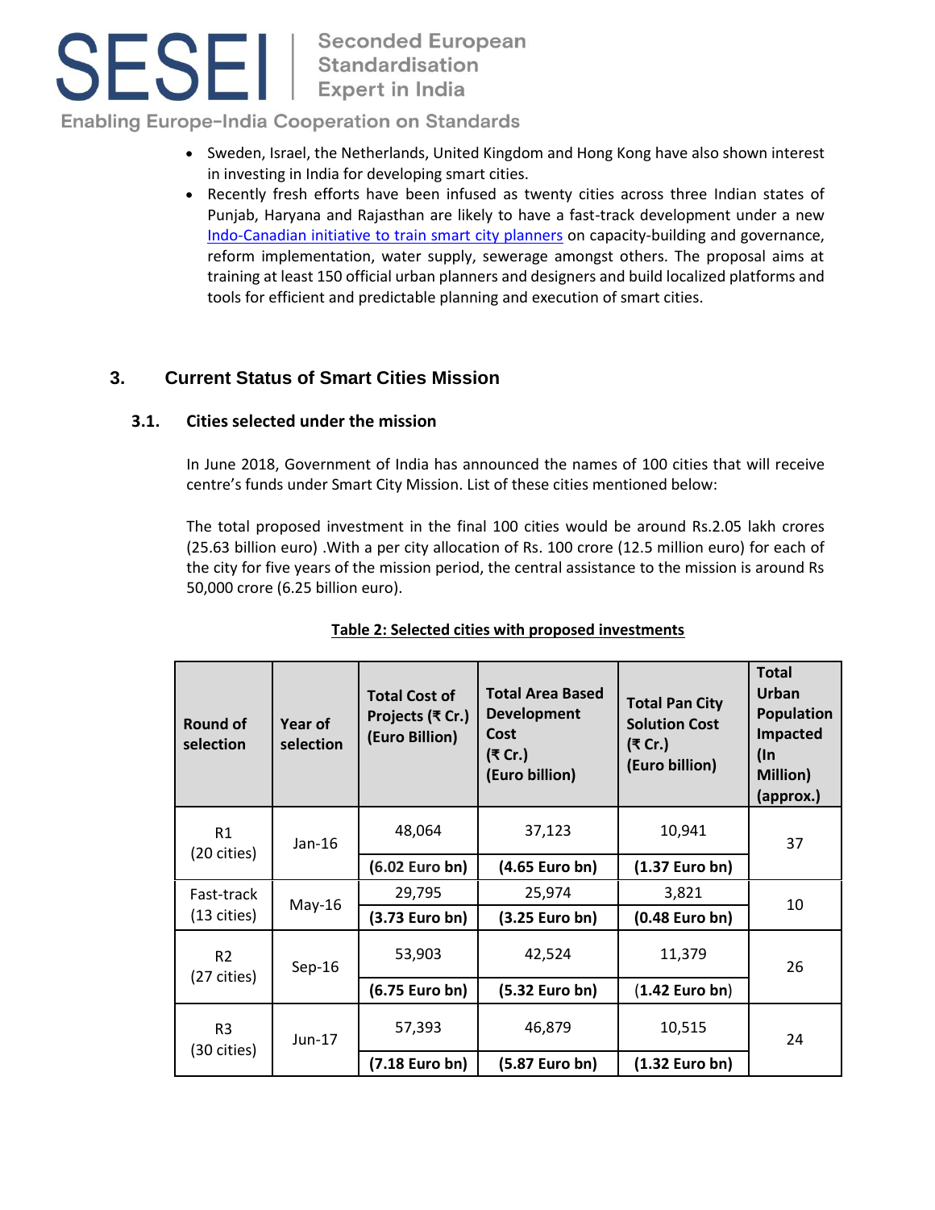- Sweden, Israel, the Netherlands, United Kingdom and Hong Kong have also shown interest in investing in India for developing smart cities.
- Recently fresh efforts have been infused as twenty cities across three Indian states of Punjab, Haryana and Rajasthan are likely to have a fast-track development under a new Indo-Canadian initiative to train smart city planners on capacity-building and governance, reform implementation, water supply, sewerage amongst others. The proposal aims at training at least 150 official urban planners and designers and build localized platforms and tools for efficient and predictable planning and execution of smart cities.

## 3. Current Status of Smart Cities Mission

### 3.1. Cities selected under the mission

In June 2018, Government of India has announced the names of 100 cities that will receive centre's funds under Smart City Mission. List of these cities mentioned below:

The total proposed investment in the final 100 cities would be around Rs.2.05 lakh crores (25.63 billion euro) .With a per city allocation of Rs. 100 crore (12.5 million euro) for each of the city for five years of the mission period, the central assistance to the mission is around Rs 50,000 crore (6.25 billion euro).

**Table 2: Selected cities with proposed investments**

| Round of selection | Year of selection | Total Cost of Projects (₹ Cr.) (Euro Billion) | Total Area Based Development Cost (₹ Cr.) (Euro billion) | Total Pan City Solution Cost (₹ Cr.) (Euro billion) | Total Urban Population Impacted (In Million) (approx.) |
|---|---|---|---|---|---|
| R1 (20 cities) | Jan-16 | 48,064 **(6.02 Euro bn)** | 37,123 **(4.65 Euro bn)** | 10,941 **(1.37 Euro bn)** | 37 |
| Fast-track (13 cities) | May-16 | 29,795 **(3.73 Euro bn)** | 25,974 **(3.25 Euro bn)** | 3,821 **(0.48 Euro bn)** | 10 |
| R2 (27 cities) | Sep-16 | 53,903 **(6.75 Euro bn)** | 42,524 **(5.32 Euro bn)** | 11,379 (**1.42 Euro bn**) | 26 |
| R3 (30 cities) | Jun-17 | 57,393 **(7.18 Euro bn)** | 46,879 **(5.87 Euro bn)** | 10,515 **(1.32 Euro bn)** | 24 |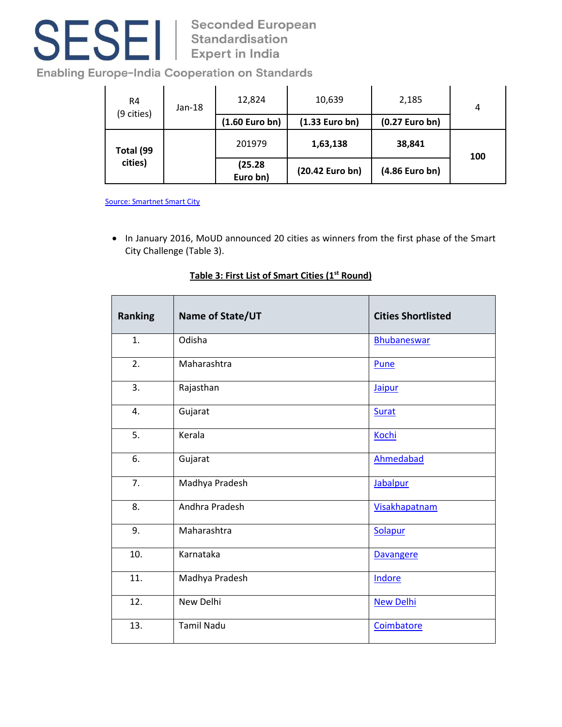| R4 (9 cities) | Jan-18 | 12,824 (1.60 Euro bn) | 10,639 (1.33 Euro bn) | 2,185 (0.27 Euro bn) | 4 |
|---|---|---|---|---|---|
| **Total (99 cities)** | | 201979 **(25.28 Euro bn)** | **1,63,138** **(20.42 Euro bn)** | **38,841** **(4.86 Euro bn)** | **100** |

Source: Smartnet Smart City

- In January 2016, MoUD announced 20 cities as winners from the first phase of the Smart City Challenge (Table 3).

**Table 3: First List of Smart Cities (1st Round)**

| Ranking | Name of State/UT | Cities Shortlisted |
|---|---|---|
| 1. | Odisha | Bhubaneswar |
| 2. | Maharashtra | Pune |
| 3. | Rajasthan | Jaipur |
| 4. | Gujarat | Surat |
| 5. | Kerala | Kochi |
| 6. | Gujarat | Ahmedabad |
| 7. | Madhya Pradesh | Jabalpur |
| 8. | Andhra Pradesh | Visakhapatnam |
| 9. | Maharashtra | Solapur |
| 10. | Karnataka | Davangere |
| 11. | Madhya Pradesh | Indore |
| 12. | New Delhi | New Delhi |
| 13. | Tamil Nadu | Coimbatore |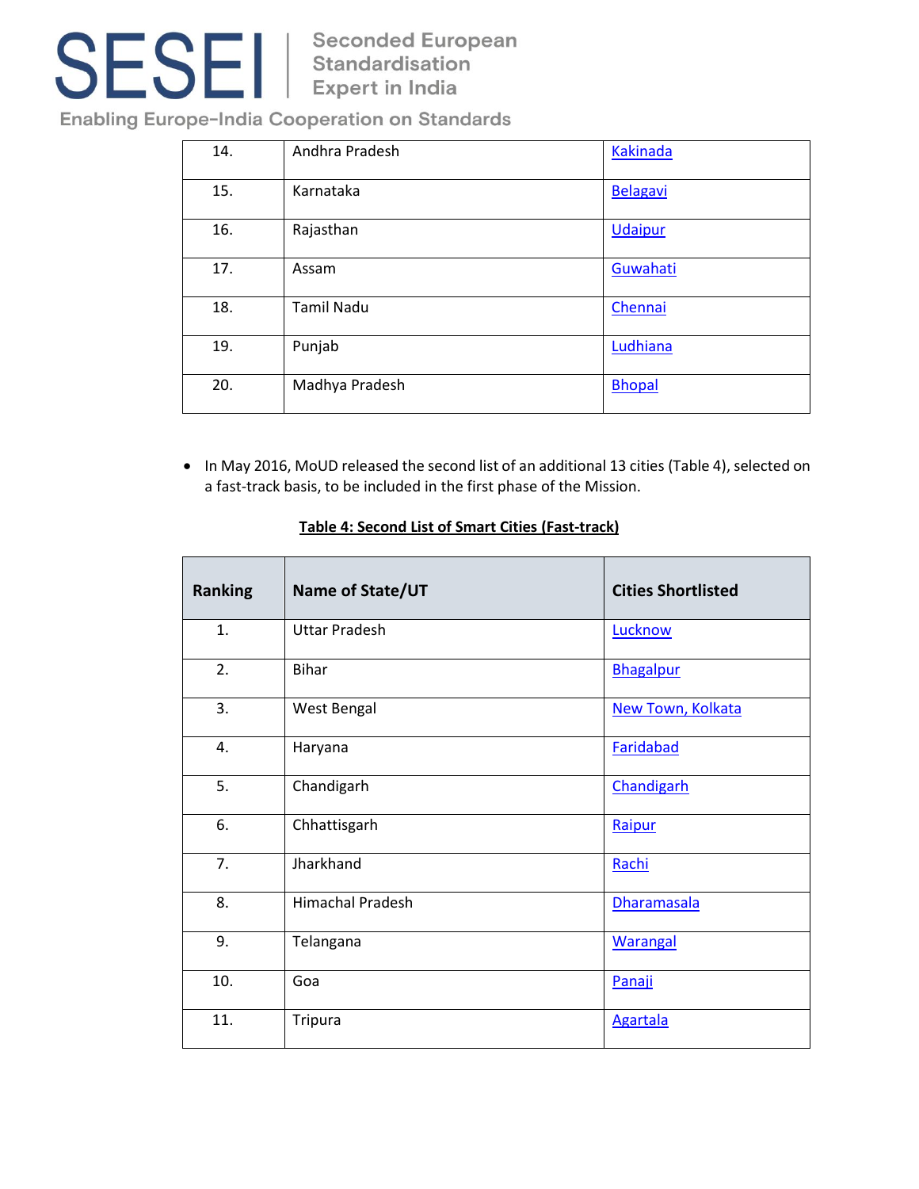| 14. | Andhra Pradesh | Kakinada |
|---|---|---|
| 15. | Karnataka | Belagavi |
| 16. | Rajasthan | Udaipur |
| 17. | Assam | Guwahati |
| 18. | Tamil Nadu | Chennai |
| 19. | Punjab | Ludhiana |
| 20. | Madhya Pradesh | Bhopal |

- In May 2016, MoUD released the second list of an additional 13 cities (Table 4), selected on a fast-track basis, to be included in the first phase of the Mission.

**Table 4: Second List of Smart Cities (Fast-track)**

| Ranking | Name of State/UT | Cities Shortlisted |
|---|---|---|
| 1. | Uttar Pradesh | Lucknow |
| 2. | Bihar | Bhagalpur |
| 3. | West Bengal | New Town, Kolkata |
| 4. | Haryana | Faridabad |
| 5. | Chandigarh | Chandigarh |
| 6. | Chhattisgarh | Raipur |
| 7. | Jharkhand | Rachi |
| 8. | Himachal Pradesh | Dharamasala |
| 9. | Telangana | Warangal |
| 10. | Goa | Panaji |
| 11. | Tripura | Agartala |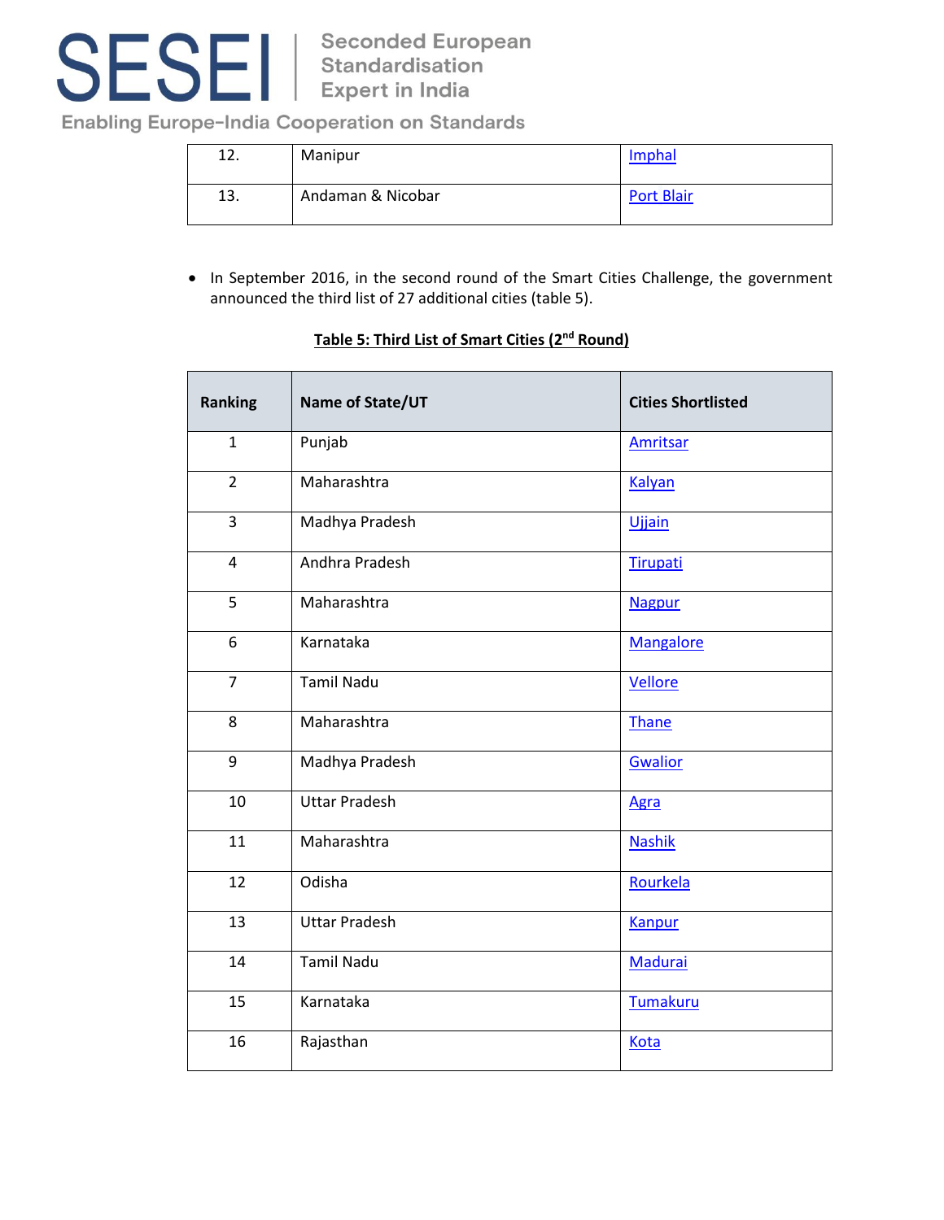| | | |
|---|---|---|
| 12. | Manipur | Imphal |
| 13. | Andaman & Nicobar | Port Blair |

- In September 2016, in the second round of the Smart Cities Challenge, the government announced the third list of 27 additional cities (table 5).

**Table 5: Third List of Smart Cities (2nd Round)**

| Ranking | Name of State/UT | Cities Shortlisted |
|---|---|---|
| 1 | Punjab | Amritsar |
| 2 | Maharashtra | Kalyan |
| 3 | Madhya Pradesh | Ujjain |
| 4 | Andhra Pradesh | Tirupati |
| 5 | Maharashtra | Nagpur |
| 6 | Karnataka | Mangalore |
| 7 | Tamil Nadu | Vellore |
| 8 | Maharashtra | Thane |
| 9 | Madhya Pradesh | Gwalior |
| 10 | Uttar Pradesh | Agra |
| 11 | Maharashtra | Nashik |
| 12 | Odisha | Rourkela |
| 13 | Uttar Pradesh | Kanpur |
| 14 | Tamil Nadu | Madurai |
| 15 | Karnataka | Tumakuru |
| 16 | Rajasthan | Kota |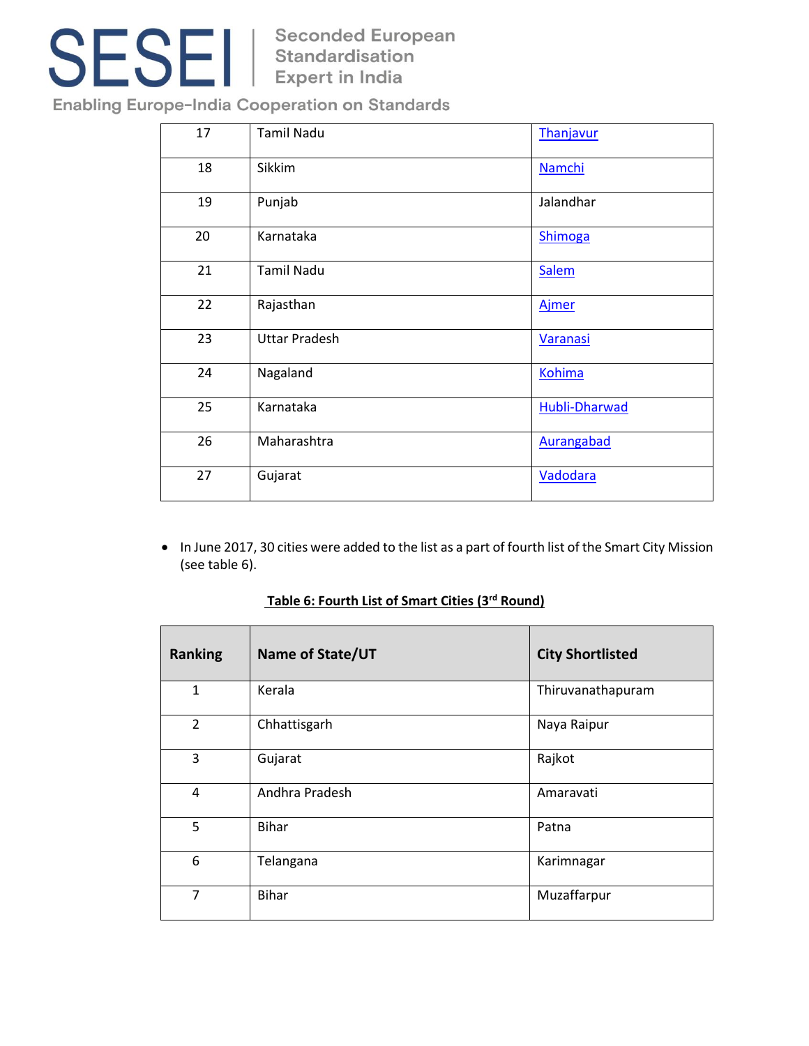| 17 | Tamil Nadu | Thanjavur |
|---|---|---|
| 18 | Sikkim | Namchi |
| 19 | Punjab | Jalandhar |
| 20 | Karnataka | Shimoga |
| 21 | Tamil Nadu | Salem |
| 22 | Rajasthan | Ajmer |
| 23 | Uttar Pradesh | Varanasi |
| 24 | Nagaland | Kohima |
| 25 | Karnataka | Hubli-Dharwad |
| 26 | Maharashtra | Aurangabad |
| 27 | Gujarat | Vadodara |

- In June 2017, 30 cities were added to the list as a part of fourth list of the Smart City Mission (see table 6).

**Table 6: Fourth List of Smart Cities (3rd Round)**

| Ranking | Name of State/UT | City Shortlisted |
|---|---|---|
| 1 | Kerala | Thiruvanathapuram |
| 2 | Chhattisgarh | Naya Raipur |
| 3 | Gujarat | Rajkot |
| 4 | Andhra Pradesh | Amaravati |
| 5 | Bihar | Patna |
| 6 | Telangana | Karimnagar |
| 7 | Bihar | Muzaffarpur |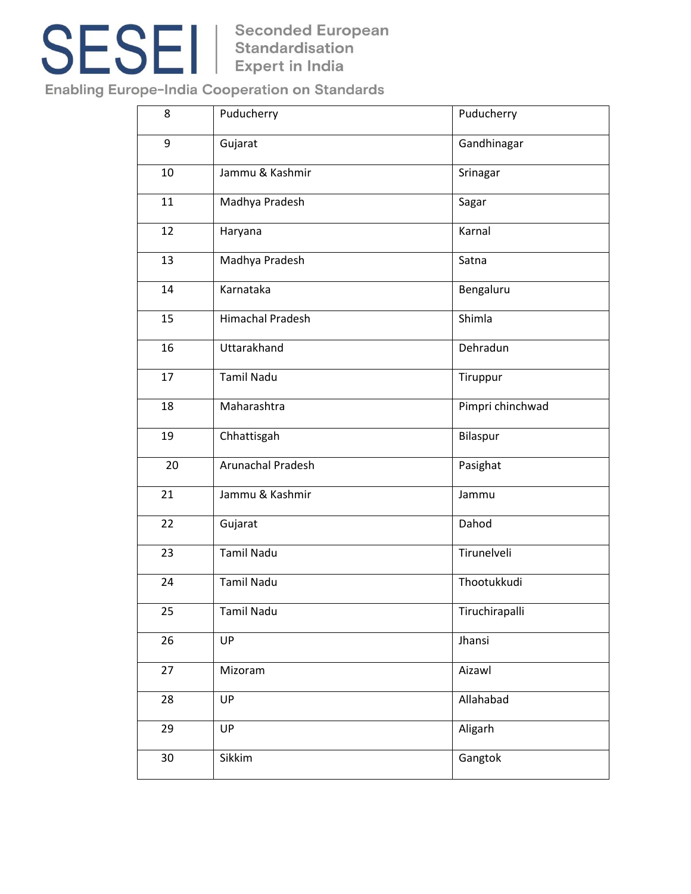| 8 | Puducherry | Puducherry |
|---|---|---|
| 9 | Gujarat | Gandhinagar |
| 10 | Jammu & Kashmir | Srinagar |
| 11 | Madhya Pradesh | Sagar |
| 12 | Haryana | Karnal |
| 13 | Madhya Pradesh | Satna |
| 14 | Karnataka | Bengaluru |
| 15 | Himachal Pradesh | Shimla |
| 16 | Uttarakhand | Dehradun |
| 17 | Tamil Nadu | Tiruppur |
| 18 | Maharashtra | Pimpri chinchwad |
| 19 | Chhattisgah | Bilaspur |
| 20 | Arunachal Pradesh | Pasighat |
| 21 | Jammu & Kashmir | Jammu |
| 22 | Gujarat | Dahod |
| 23 | Tamil Nadu | Tirunelveli |
| 24 | Tamil Nadu | Thootukkudi |
| 25 | Tamil Nadu | Tiruchirapalli |
| 26 | UP | Jhansi |
| 27 | Mizoram | Aizawl |
| 28 | UP | Allahabad |
| 29 | UP | Aligarh |
| 30 | Sikkim | Gangtok |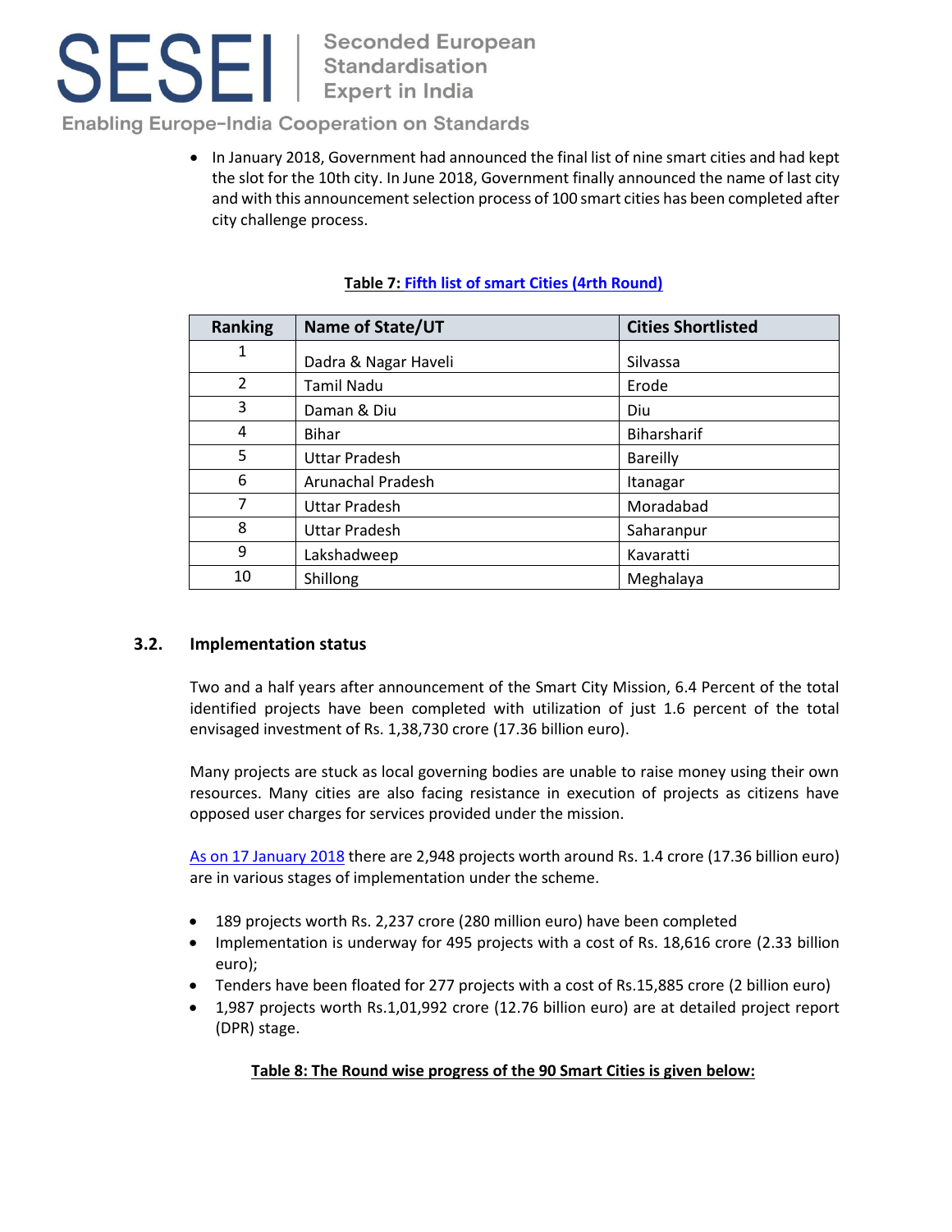- In January 2018, Government had announced the final list of nine smart cities and had kept the slot for the 10th city. In June 2018, Government finally announced the name of last city and with this announcement selection process of 100 smart cities has been completed after city challenge process.

**Table 7: Fifth list of smart Cities (4rth Round)**

| Ranking | Name of State/UT | Cities Shortlisted |
|---|---|---|
| 1 | Dadra & Nagar Haveli | Silvassa |
| 2 | Tamil Nadu | Erode |
| 3 | Daman & Diu | Diu |
| 4 | Bihar | Biharsharif |
| 5 | Uttar Pradesh | Bareilly |
| 6 | Arunachal Pradesh | Itanagar |
| 7 | Uttar Pradesh | Moradabad |
| 8 | Uttar Pradesh | Saharanpur |
| 9 | Lakshadweep | Kavaratti |
| 10 | Shillong | Meghalaya |

### 3.2. Implementation status

Two and a half years after announcement of the Smart City Mission, 6.4 Percent of the total identified projects have been completed with utilization of just 1.6 percent of the total envisaged investment of Rs. 1,38,730 crore (17.36 billion euro).

Many projects are stuck as local governing bodies are unable to raise money using their own resources. Many cities are also facing resistance in execution of projects as citizens have opposed user charges for services provided under the mission.

As on 17 January 2018 there are 2,948 projects worth around Rs. 1.4 crore (17.36 billion euro) are in various stages of implementation under the scheme.

- 189 projects worth Rs. 2,237 crore (280 million euro) have been completed
- Implementation is underway for 495 projects with a cost of Rs. 18,616 crore (2.33 billion euro);
- Tenders have been floated for 277 projects with a cost of Rs.15,885 crore (2 billion euro)
- 1,987 projects worth Rs.1,01,992 crore (12.76 billion euro) are at detailed project report (DPR) stage.

**Table 8: The Round wise progress of the 90 Smart Cities is given below:**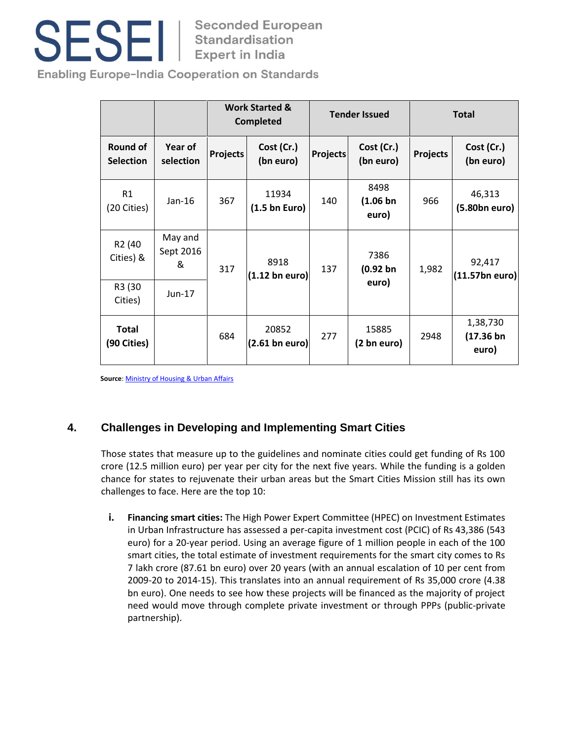| | | Work Started & Completed | | Tender Issued | | Total | |
|---|---|---|---|---|---|---|---|
| Round of Selection | Year of selection | Projects | Cost (Cr.) (bn euro) | Projects | Cost (Cr.) (bn euro) | Projects | Cost (Cr.) (bn euro) |
| R1 (20 Cities) | Jan-16 | 367 | 11934 **(1.5 bn Euro)** | 140 | 8498 **(1.06 bn euro)** | 966 | 46,313 **(5.80bn euro)** |
| R2 (40 Cities) & R3 (30 Cities) | May and Sept 2016 & Jun-17 | 317 | 8918 **(1.12 bn euro)** | 137 | 7386 **(0.92 bn euro)** | 1,982 | 92,417 **(11.57bn euro)** |
| **Total (90 Cities)** | | 684 | 20852 **(2.61 bn euro)** | 277 | 15885 **(2 bn euro)** | 2948 | 1,38,730 **(17.36 bn euro)** |

**Source**: Ministry of Housing & Urban Affairs

## 4. Challenges in Developing and Implementing Smart Cities

Those states that measure up to the guidelines and nominate cities could get funding of Rs 100 crore (12.5 million euro) per year per city for the next five years. While the funding is a golden chance for states to rejuvenate their urban areas but the Smart Cities Mission still has its own challenges to face. Here are the top 10:

i. **Financing smart cities:** The High Power Expert Committee (HPEC) on Investment Estimates in Urban Infrastructure has assessed a per-capita investment cost (PCIC) of Rs 43,386 (543 euro) for a 20-year period. Using an average figure of 1 million people in each of the 100 smart cities, the total estimate of investment requirements for the smart city comes to Rs 7 lakh crore (87.61 bn euro) over 20 years (with an annual escalation of 10 per cent from 2009-20 to 2014-15). This translates into an annual requirement of Rs 35,000 crore (4.38 bn euro). One needs to see how these projects will be financed as the majority of project need would move through complete private investment or through PPPs (public-private partnership).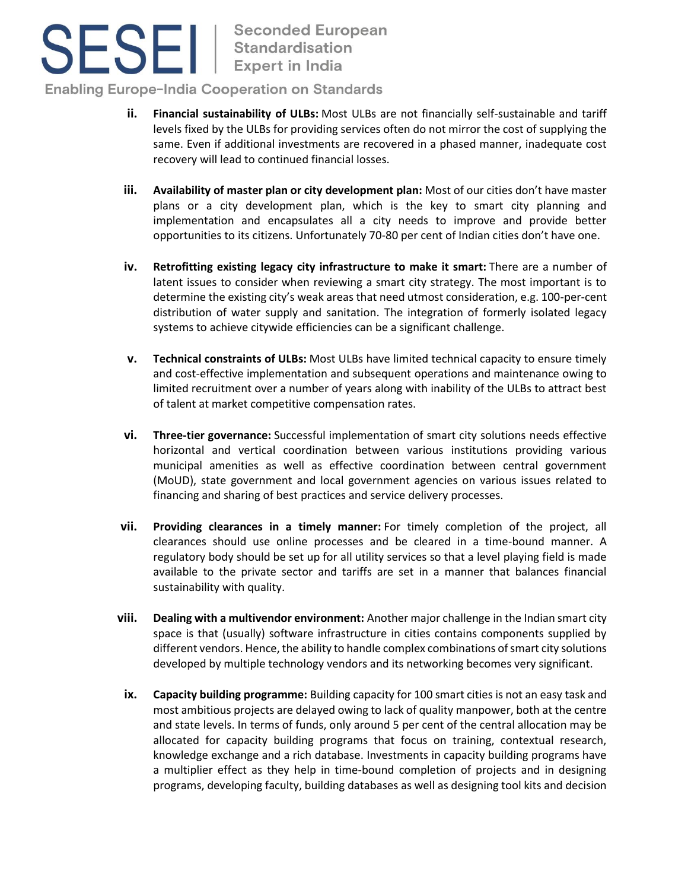ii. **Financial sustainability of ULBs:** Most ULBs are not financially self-sustainable and tariff levels fixed by the ULBs for providing services often do not mirror the cost of supplying the same. Even if additional investments are recovered in a phased manner, inadequate cost recovery will lead to continued financial losses.

iii. **Availability of master plan or city development plan:** Most of our cities don't have master plans or a city development plan, which is the key to smart city planning and implementation and encapsulates all a city needs to improve and provide better opportunities to its citizens. Unfortunately 70-80 per cent of Indian cities don't have one.

iv. **Retrofitting existing legacy city infrastructure to make it smart:** There are a number of latent issues to consider when reviewing a smart city strategy. The most important is to determine the existing city's weak areas that need utmost consideration, e.g. 100-per-cent distribution of water supply and sanitation. The integration of formerly isolated legacy systems to achieve citywide efficiencies can be a significant challenge.

v. **Technical constraints of ULBs:** Most ULBs have limited technical capacity to ensure timely and cost-effective implementation and subsequent operations and maintenance owing to limited recruitment over a number of years along with inability of the ULBs to attract best of talent at market competitive compensation rates.

vi. **Three-tier governance:** Successful implementation of smart city solutions needs effective horizontal and vertical coordination between various institutions providing various municipal amenities as well as effective coordination between central government (MoUD), state government and local government agencies on various issues related to financing and sharing of best practices and service delivery processes.

vii. **Providing clearances in a timely manner:** For timely completion of the project, all clearances should use online processes and be cleared in a time-bound manner. A regulatory body should be set up for all utility services so that a level playing field is made available to the private sector and tariffs are set in a manner that balances financial sustainability with quality.

viii. **Dealing with a multivendor environment:** Another major challenge in the Indian smart city space is that (usually) software infrastructure in cities contains components supplied by different vendors. Hence, the ability to handle complex combinations of smart city solutions developed by multiple technology vendors and its networking becomes very significant.

ix. **Capacity building programme:** Building capacity for 100 smart cities is not an easy task and most ambitious projects are delayed owing to lack of quality manpower, both at the centre and state levels. In terms of funds, only around 5 per cent of the central allocation may be allocated for capacity building programs that focus on training, contextual research, knowledge exchange and a rich database. Investments in capacity building programs have a multiplier effect as they help in time-bound completion of projects and in designing programs, developing faculty, building databases as well as designing tool kits and decision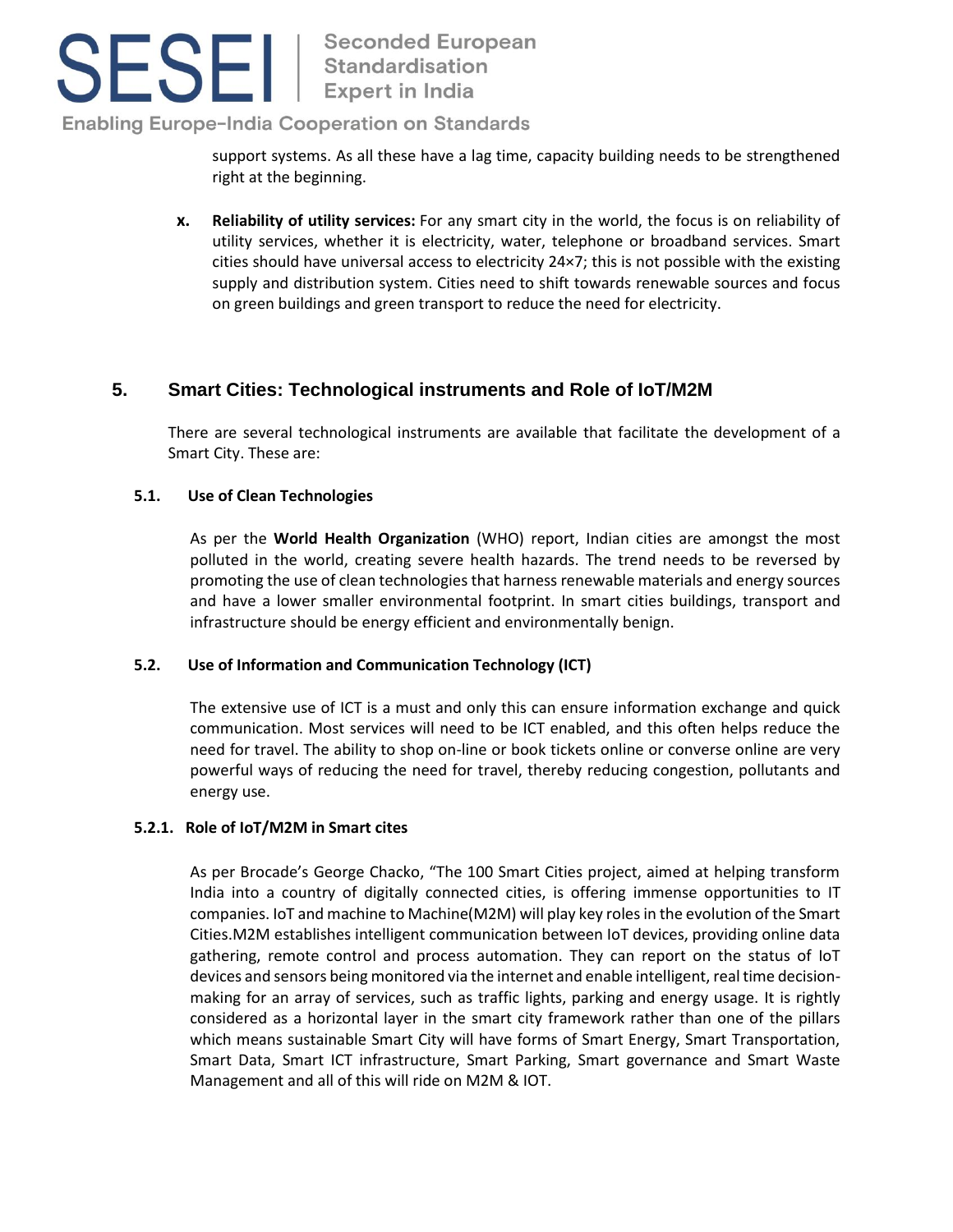support systems. As all these have a lag time, capacity building needs to be strengthened right at the beginning.

x. **Reliability of utility services:** For any smart city in the world, the focus is on reliability of utility services, whether it is electricity, water, telephone or broadband services. Smart cities should have universal access to electricity 24×7; this is not possible with the existing supply and distribution system. Cities need to shift towards renewable sources and focus on green buildings and green transport to reduce the need for electricity.

## 5. Smart Cities: Technological instruments and Role of IoT/M2M

There are several technological instruments are available that facilitate the development of a Smart City. These are:

### 5.1. Use of Clean Technologies

As per the **World Health Organization** (WHO) report, Indian cities are amongst the most polluted in the world, creating severe health hazards. The trend needs to be reversed by promoting the use of clean technologies that harness renewable materials and energy sources and have a lower smaller environmental footprint. In smart cities buildings, transport and infrastructure should be energy efficient and environmentally benign.

### 5.2. Use of Information and Communication Technology (ICT)

The extensive use of ICT is a must and only this can ensure information exchange and quick communication. Most services will need to be ICT enabled, and this often helps reduce the need for travel. The ability to shop on-line or book tickets online or converse online are very powerful ways of reducing the need for travel, thereby reducing congestion, pollutants and energy use.

#### 5.2.1. Role of IoT/M2M in Smart cites

As per Brocade's George Chacko, "The 100 Smart Cities project, aimed at helping transform India into a country of digitally connected cities, is offering immense opportunities to IT companies. IoT and machine to Machine(M2M) will play key roles in the evolution of the Smart Cities.M2M establishes intelligent communication between IoT devices, providing online data gathering, remote control and process automation. They can report on the status of IoT devices and sensors being monitored via the internet and enable intelligent, real time decision-making for an array of services, such as traffic lights, parking and energy usage. It is rightly considered as a horizontal layer in the smart city framework rather than one of the pillars which means sustainable Smart City will have forms of Smart Energy, Smart Transportation, Smart Data, Smart ICT infrastructure, Smart Parking, Smart governance and Smart Waste Management and all of this will ride on M2M & IOT.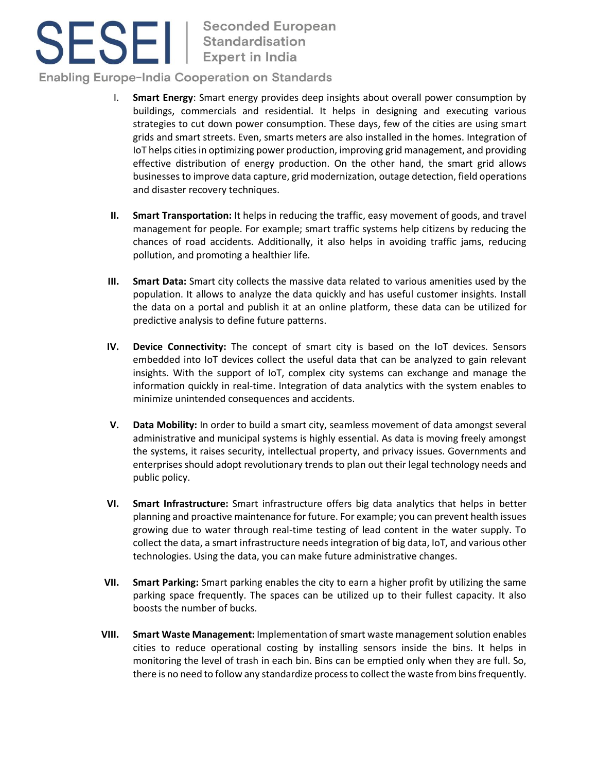I. **Smart Energy**: Smart energy provides deep insights about overall power consumption by buildings, commercials and residential. It helps in designing and executing various strategies to cut down power consumption. These days, few of the cities are using smart grids and smart streets. Even, smarts meters are also installed in the homes. Integration of IoT helps cities in optimizing power production, improving grid management, and providing effective distribution of energy production. On the other hand, the smart grid allows businesses to improve data capture, grid modernization, outage detection, field operations and disaster recovery techniques.

II. **Smart Transportation:** It helps in reducing the traffic, easy movement of goods, and travel management for people. For example; smart traffic systems help citizens by reducing the chances of road accidents. Additionally, it also helps in avoiding traffic jams, reducing pollution, and promoting a healthier life.

III. **Smart Data:** Smart city collects the massive data related to various amenities used by the population. It allows to analyze the data quickly and has useful customer insights. Install the data on a portal and publish it at an online platform, these data can be utilized for predictive analysis to define future patterns.

IV. **Device Connectivity:** The concept of smart city is based on the IoT devices. Sensors embedded into IoT devices collect the useful data that can be analyzed to gain relevant insights. With the support of IoT, complex city systems can exchange and manage the information quickly in real-time. Integration of data analytics with the system enables to minimize unintended consequences and accidents.

V. **Data Mobility:** In order to build a smart city, seamless movement of data amongst several administrative and municipal systems is highly essential. As data is moving freely amongst the systems, it raises security, intellectual property, and privacy issues. Governments and enterprises should adopt revolutionary trends to plan out their legal technology needs and public policy.

VI. **Smart Infrastructure:** Smart infrastructure offers big data analytics that helps in better planning and proactive maintenance for future. For example; you can prevent health issues growing due to water through real-time testing of lead content in the water supply. To collect the data, a smart infrastructure needs integration of big data, IoT, and various other technologies. Using the data, you can make future administrative changes.

VII. **Smart Parking:** Smart parking enables the city to earn a higher profit by utilizing the same parking space frequently. The spaces can be utilized up to their fullest capacity. It also boosts the number of bucks.

VIII. **Smart Waste Management:** Implementation of smart waste management solution enables cities to reduce operational costing by installing sensors inside the bins. It helps in monitoring the level of trash in each bin. Bins can be emptied only when they are full. So, there is no need to follow any standardize process to collect the waste from bins frequently.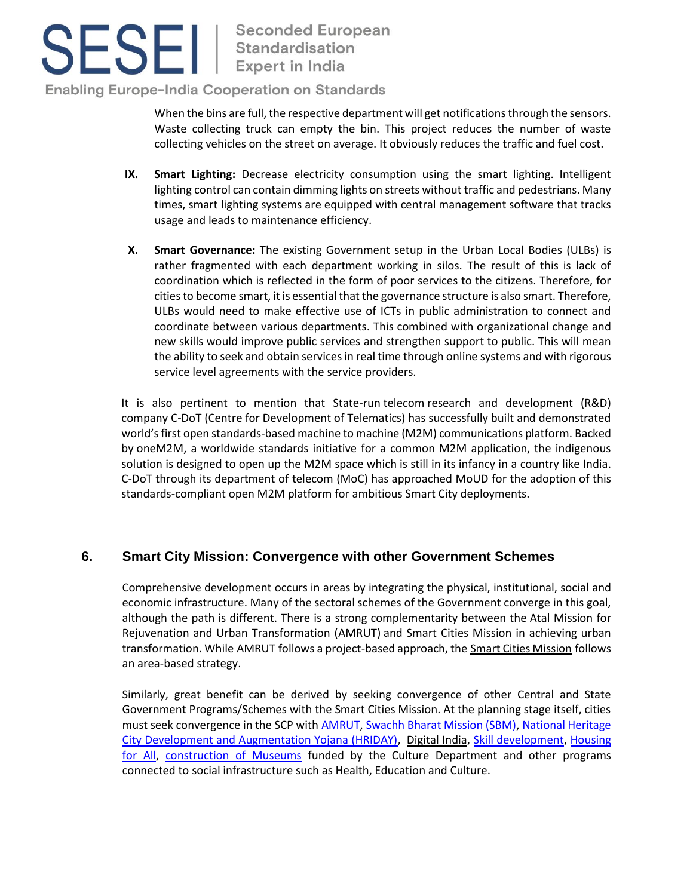When the bins are full, the respective department will get notifications through the sensors. Waste collecting truck can empty the bin. This project reduces the number of waste collecting vehicles on the street on average. It obviously reduces the traffic and fuel cost.

IX. **Smart Lighting:** Decrease electricity consumption using the smart lighting. Intelligent lighting control can contain dimming lights on streets without traffic and pedestrians. Many times, smart lighting systems are equipped with central management software that tracks usage and leads to maintenance efficiency.

X. **Smart Governance:** The existing Government setup in the Urban Local Bodies (ULBs) is rather fragmented with each department working in silos. The result of this is lack of coordination which is reflected in the form of poor services to the citizens. Therefore, for cities to become smart, it is essential that the governance structure is also smart. Therefore, ULBs would need to make effective use of ICTs in public administration to connect and coordinate between various departments. This combined with organizational change and new skills would improve public services and strengthen support to public. This will mean the ability to seek and obtain services in real time through online systems and with rigorous service level agreements with the service providers.

It is also pertinent to mention that State-run telecom research and development (R&D) company C-DoT (Centre for Development of Telematics) has successfully built and demonstrated world's first open standards-based machine to machine (M2M) communications platform. Backed by oneM2M, a worldwide standards initiative for a common M2M application, the indigenous solution is designed to open up the M2M space which is still in its infancy in a country like India. C-DoT through its department of telecom (MoC) has approached MoUD for the adoption of this standards-compliant open M2M platform for ambitious Smart City deployments.

## 6. Smart City Mission: Convergence with other Government Schemes

Comprehensive development occurs in areas by integrating the physical, institutional, social and economic infrastructure. Many of the sectoral schemes of the Government converge in this goal, although the path is different. There is a strong complementarity between the Atal Mission for Rejuvenation and Urban Transformation (AMRUT) and Smart Cities Mission in achieving urban transformation. While AMRUT follows a project-based approach, the Smart Cities Mission follows an area-based strategy.

Similarly, great benefit can be derived by seeking convergence of other Central and State Government Programs/Schemes with the Smart Cities Mission. At the planning stage itself, cities must seek convergence in the SCP with AMRUT, Swachh Bharat Mission (SBM), National Heritage City Development and Augmentation Yojana (HRIDAY), Digital India, Skill development, Housing for All, construction of Museums funded by the Culture Department and other programs connected to social infrastructure such as Health, Education and Culture.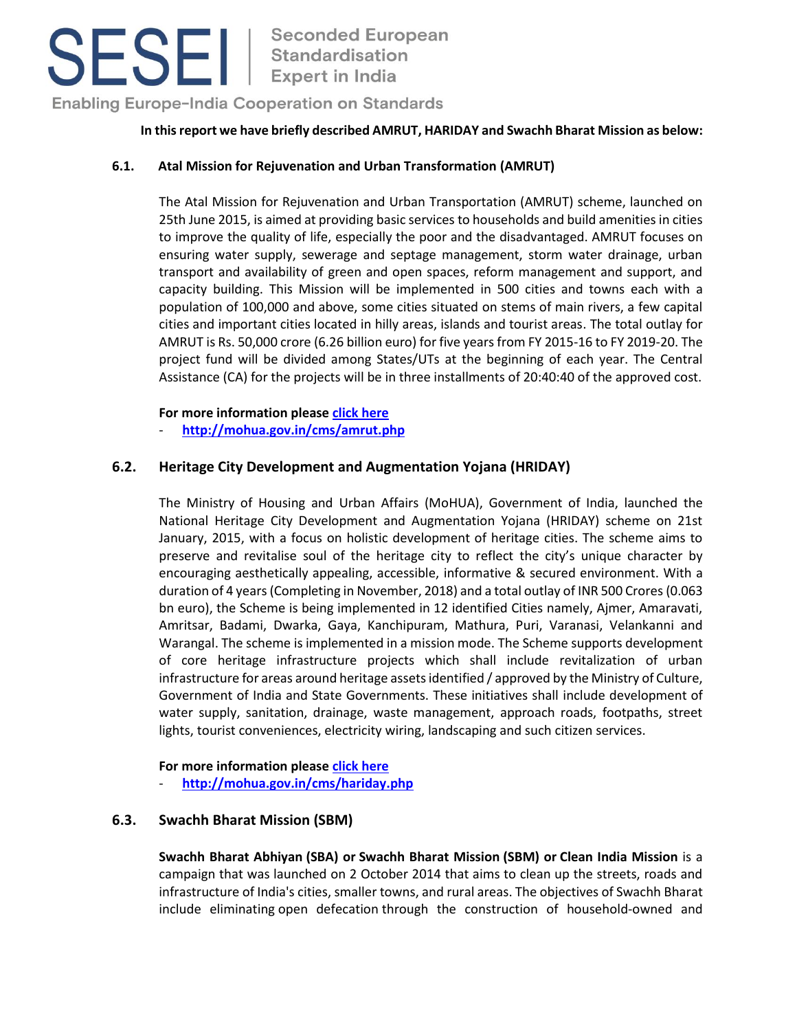**In this report we have briefly described AMRUT, HARIDAY and Swachh Bharat Mission as below:**

## 6.1. Atal Mission for Rejuvenation and Urban Transformation (AMRUT)

The Atal Mission for Rejuvenation and Urban Transportation (AMRUT) scheme, launched on 25th June 2015, is aimed at providing basic services to households and build amenities in cities to improve the quality of life, especially the poor and the disadvantaged. AMRUT focuses on ensuring water supply, sewerage and septage management, storm water drainage, urban transport and availability of green and open spaces, reform management and support, and capacity building. This Mission will be implemented in 500 cities and towns each with a population of 100,000 and above, some cities situated on stems of main rivers, a few capital cities and important cities located in hilly areas, islands and tourist areas. The total outlay for AMRUT is Rs. 50,000 crore (6.26 billion euro) for five years from FY 2015-16 to FY 2019-20. The project fund will be divided among States/UTs at the beginning of each year. The Central Assistance (CA) for the projects will be in three installments of 20:40:40 of the approved cost.

**For more information please click here**

- **http://mohua.gov.in/cms/amrut.php**

## 6.2. Heritage City Development and Augmentation Yojana (HRIDAY)

The Ministry of Housing and Urban Affairs (MoHUA), Government of India, launched the National Heritage City Development and Augmentation Yojana (HRIDAY) scheme on 21st January, 2015, with a focus on holistic development of heritage cities. The scheme aims to preserve and revitalise soul of the heritage city to reflect the city's unique character by encouraging aesthetically appealing, accessible, informative & secured environment. With a duration of 4 years (Completing in November, 2018) and a total outlay of INR 500 Crores (0.063 bn euro), the Scheme is being implemented in 12 identified Cities namely, Ajmer, Amaravati, Amritsar, Badami, Dwarka, Gaya, Kanchipuram, Mathura, Puri, Varanasi, Velankanni and Warangal. The scheme is implemented in a mission mode. The Scheme supports development of core heritage infrastructure projects which shall include revitalization of urban infrastructure for areas around heritage assets identified / approved by the Ministry of Culture, Government of India and State Governments. These initiatives shall include development of water supply, sanitation, drainage, waste management, approach roads, footpaths, street lights, tourist conveniences, electricity wiring, landscaping and such citizen services.

**For more information please click here**

- **http://mohua.gov.in/cms/hariday.php**

## 6.3. Swachh Bharat Mission (SBM)

**Swachh Bharat Abhiyan (SBA) or Swachh Bharat Mission (SBM) or Clean India Mission** is a campaign that was launched on 2 October 2014 that aims to clean up the streets, roads and infrastructure of India's cities, smaller towns, and rural areas. The objectives of Swachh Bharat include eliminating open defecation through the construction of household-owned and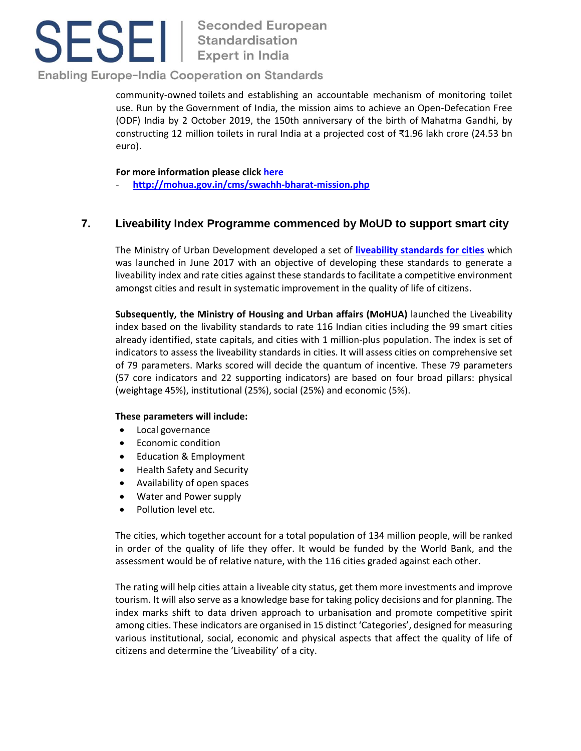community-owned toilets and establishing an accountable mechanism of monitoring toilet use. Run by the Government of India, the mission aims to achieve an Open-Defecation Free (ODF) India by 2 October 2019, the 150th anniversary of the birth of Mahatma Gandhi, by constructing 12 million toilets in rural India at a projected cost of ₹1.96 lakh crore (24.53 bn euro).

**For more information please click here**

- **http://mohua.gov.in/cms/swachh-bharat-mission.php**

## 7. Liveability Index Programme commenced by MoUD to support smart city

The Ministry of Urban Development developed a set of **liveability standards for cities** which was launched in June 2017 with an objective of developing these standards to generate a liveability index and rate cities against these standards to facilitate a competitive environment amongst cities and result in systematic improvement in the quality of life of citizens.

**Subsequently, the Ministry of Housing and Urban affairs (MoHUA)** launched the Liveability index based on the livability standards to rate 116 Indian cities including the 99 smart cities already identified, state capitals, and cities with 1 million-plus population. The index is set of indicators to assess the liveability standards in cities. It will assess cities on comprehensive set of 79 parameters. Marks scored will decide the quantum of incentive. These 79 parameters (57 core indicators and 22 supporting indicators) are based on four broad pillars: physical (weightage 45%), institutional (25%), social (25%) and economic (5%).

**These parameters will include:**

- Local governance
- Economic condition
- Education & Employment
- Health Safety and Security
- Availability of open spaces
- Water and Power supply
- Pollution level etc.

The cities, which together account for a total population of 134 million people, will be ranked in order of the quality of life they offer. It would be funded by the World Bank, and the assessment would be of relative nature, with the 116 cities graded against each other.

The rating will help cities attain a liveable city status, get them more investments and improve tourism. It will also serve as a knowledge base for taking policy decisions and for planning. The index marks shift to data driven approach to urbanisation and promote competitive spirit among cities. These indicators are organised in 15 distinct 'Categories', designed for measuring various institutional, social, economic and physical aspects that affect the quality of life of citizens and determine the 'Liveability' of a city.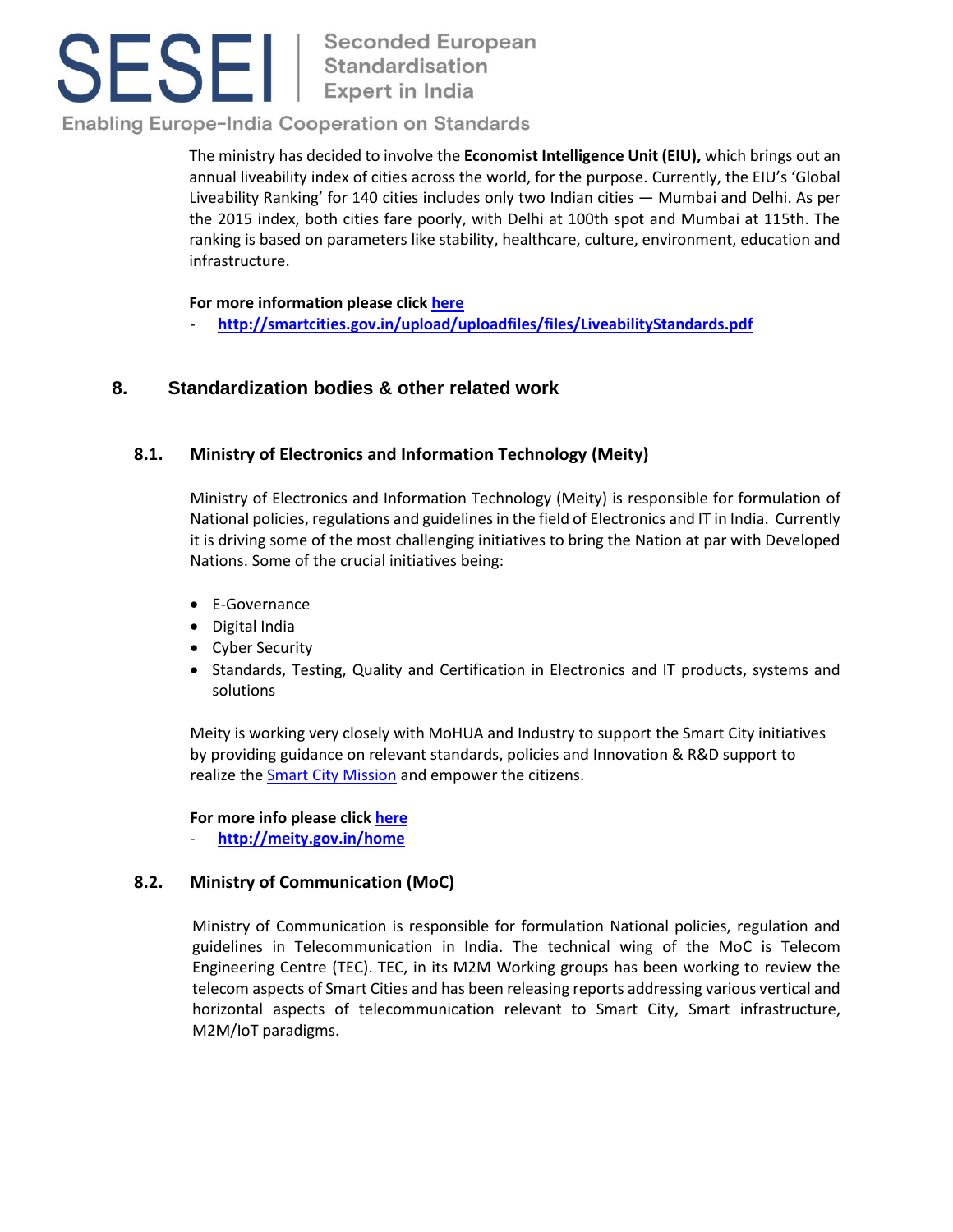The ministry has decided to involve the **Economist Intelligence Unit (EIU),** which brings out an annual liveability index of cities across the world, for the purpose. Currently, the EIU's 'Global Liveability Ranking' for 140 cities includes only two Indian cities — Mumbai and Delhi. As per the 2015 index, both cities fare poorly, with Delhi at 100th spot and Mumbai at 115th. The ranking is based on parameters like stability, healthcare, culture, environment, education and infrastructure.

**For more information please click here**

- **http://smartcities.gov.in/upload/uploadfiles/files/LiveabilityStandards.pdf**

## 8. Standardization bodies & other related work

### 8.1. Ministry of Electronics and Information Technology (Meity)

Ministry of Electronics and Information Technology (Meity) is responsible for formulation of National policies, regulations and guidelines in the field of Electronics and IT in India. Currently it is driving some of the most challenging initiatives to bring the Nation at par with Developed Nations. Some of the crucial initiatives being:

- E-Governance
- Digital India
- Cyber Security
- Standards, Testing, Quality and Certification in Electronics and IT products, systems and solutions

Meity is working very closely with MoHUA and Industry to support the Smart City initiatives by providing guidance on relevant standards, policies and Innovation & R&D support to realize the Smart City Mission and empower the citizens.

**For more info please click here**

- **http://meity.gov.in/home**

### 8.2. Ministry of Communication (MoC)

Ministry of Communication is responsible for formulation National policies, regulation and guidelines in Telecommunication in India. The technical wing of the MoC is Telecom Engineering Centre (TEC). TEC, in its M2M Working groups has been working to review the telecom aspects of Smart Cities and has been releasing reports addressing various vertical and horizontal aspects of telecommunication relevant to Smart City, Smart infrastructure, M2M/IoT paradigms.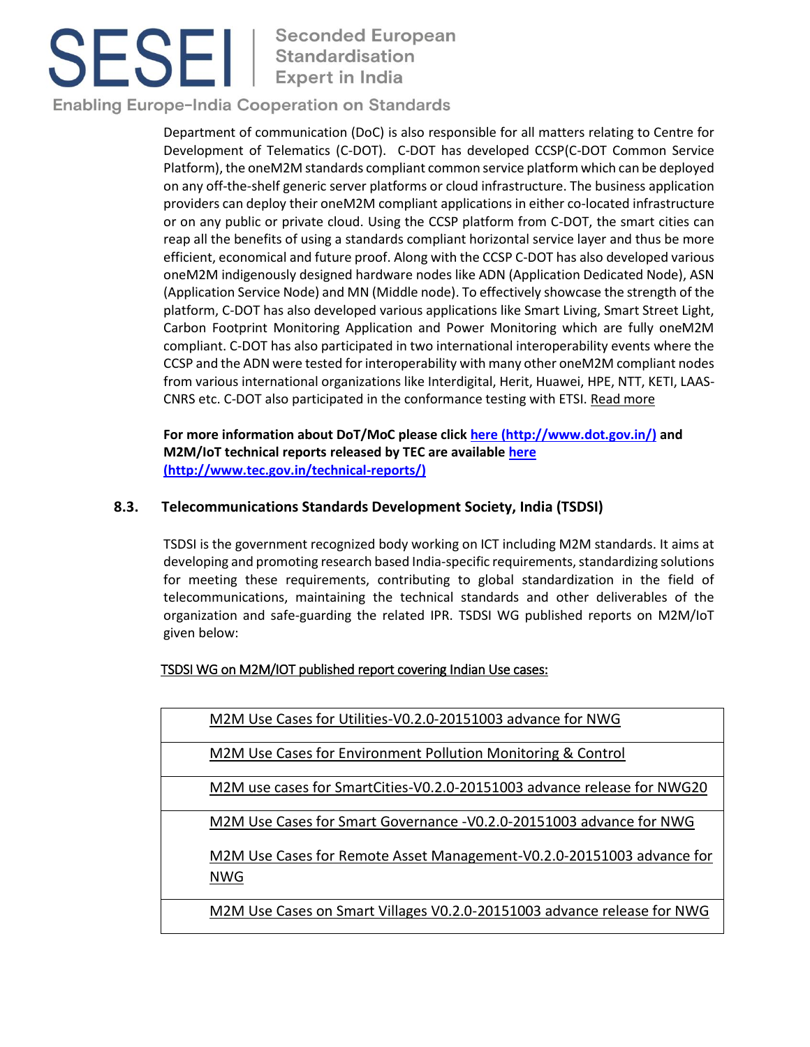Department of communication (DoC) is also responsible for all matters relating to Centre for Development of Telematics (C-DOT). C-DOT has developed CCSP(C-DOT Common Service Platform), the oneM2M standards compliant common service platform which can be deployed on any off-the-shelf generic server platforms or cloud infrastructure. The business application providers can deploy their oneM2M compliant applications in either co-located infrastructure or on any public or private cloud. Using the CCSP platform from C-DOT, the smart cities can reap all the benefits of using a standards compliant horizontal service layer and thus be more efficient, economical and future proof. Along with the CCSP C-DOT has also developed various oneM2M indigenously designed hardware nodes like ADN (Application Dedicated Node), ASN (Application Service Node) and MN (Middle node). To effectively showcase the strength of the platform, C-DOT has also developed various applications like Smart Living, Smart Street Light, Carbon Footprint Monitoring Application and Power Monitoring which are fully oneM2M compliant. C-DOT has also participated in two international interoperability events where the CCSP and the ADN were tested for interoperability with many other oneM2M compliant nodes from various international organizations like Interdigital, Herit, Huawei, HPE, NTT, KETI, LAAS-CNRS etc. C-DOT also participated in the conformance testing with ETSI. Read more

**For more information about DoT/MoC please click here (http://www.dot.gov.in/) and M2M/IoT technical reports released by TEC are available here (http://www.tec.gov.in/technical-reports/)**

### 8.3. Telecommunications Standards Development Society, India (TSDSI)

TSDSI is the government recognized body working on ICT including M2M standards. It aims at developing and promoting research based India-specific requirements, standardizing solutions for meeting these requirements, contributing to global standardization in the field of telecommunications, maintaining the technical standards and other deliverables of the organization and safe-guarding the related IPR. TSDSI WG published reports on M2M/IoT given below:

TSDSI WG on M2M/IOT published report covering Indian Use cases:

| |
|---|
| M2M Use Cases for Utilities-V0.2.0-20151003 advance for NWG |
| M2M Use Cases for Environment Pollution Monitoring & Control |
| M2M use cases for SmartCities-V0.2.0-20151003 advance release for NWG20 |
| M2M Use Cases for Smart Governance -V0.2.0-20151003 advance for NWG<br><br>M2M Use Cases for Remote Asset Management-V0.2.0-20151003 advance for NWG |
| M2M Use Cases on Smart Villages V0.2.0-20151003 advance release for NWG |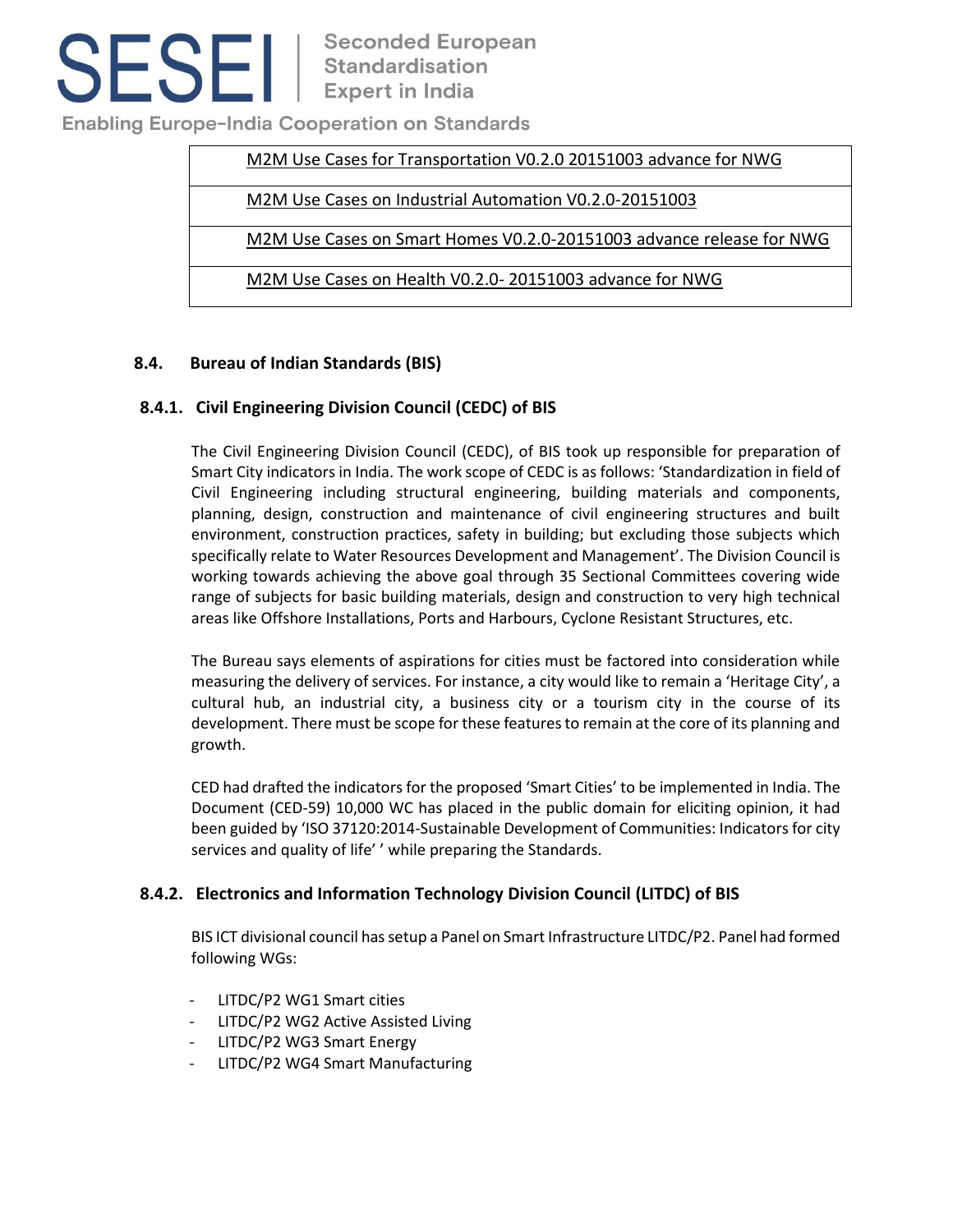| M2M Use Cases for Transportation V0.2.0 20151003 advance for NWG |
|---|
| M2M Use Cases on Industrial Automation V0.2.0-20151003 |
| M2M Use Cases on Smart Homes V0.2.0-20151003 advance release for NWG |
| M2M Use Cases on Health V0.2.0- 20151003 advance for NWG |

## 8.4. Bureau of Indian Standards (BIS)

### 8.4.1. Civil Engineering Division Council (CEDC) of BIS

The Civil Engineering Division Council (CEDC), of BIS took up responsible for preparation of Smart City indicators in India. The work scope of CEDC is as follows: 'Standardization in field of Civil Engineering including structural engineering, building materials and components, planning, design, construction and maintenance of civil engineering structures and built environment, construction practices, safety in building; but excluding those subjects which specifically relate to Water Resources Development and Management'. The Division Council is working towards achieving the above goal through 35 Sectional Committees covering wide range of subjects for basic building materials, design and construction to very high technical areas like Offshore Installations, Ports and Harbours, Cyclone Resistant Structures, etc.

The Bureau says elements of aspirations for cities must be factored into consideration while measuring the delivery of services. For instance, a city would like to remain a 'Heritage City', a cultural hub, an industrial city, a business city or a tourism city in the course of its development. There must be scope for these features to remain at the core of its planning and growth.

CED had drafted the indicators for the proposed 'Smart Cities' to be implemented in India. The Document (CED-59) 10,000 WC has placed in the public domain for eliciting opinion, it had been guided by 'ISO 37120:2014-Sustainable Development of Communities: Indicators for city services and quality of life' ' while preparing the Standards.

### 8.4.2. Electronics and Information Technology Division Council (LITDC) of BIS

BIS ICT divisional council has setup a Panel on Smart Infrastructure LITDC/P2. Panel had formed following WGs:

- LITDC/P2 WG1 Smart cities
- LITDC/P2 WG2 Active Assisted Living
- LITDC/P2 WG3 Smart Energy
- LITDC/P2 WG4 Smart Manufacturing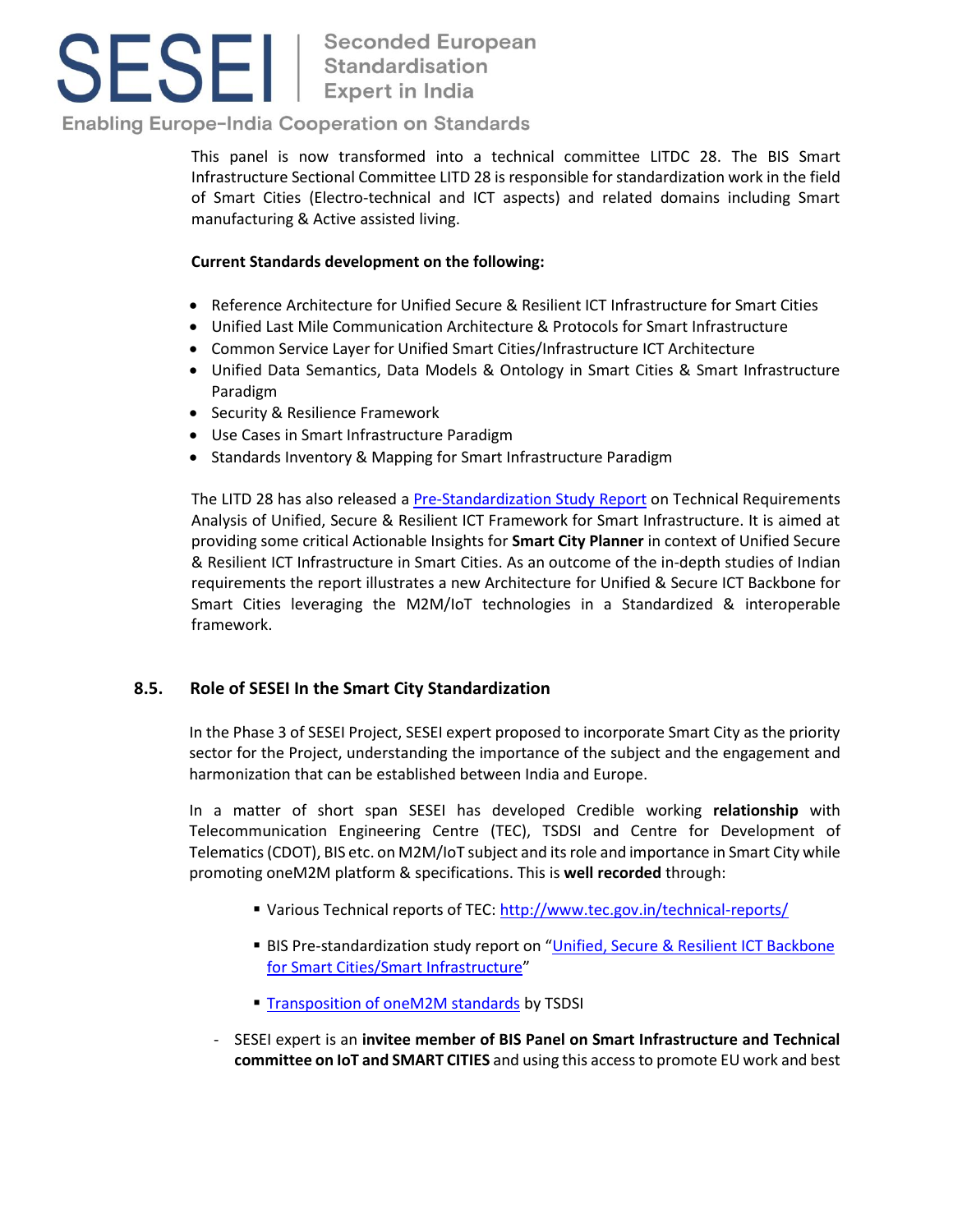This panel is now transformed into a technical committee LITDC 28. The BIS Smart Infrastructure Sectional Committee LITD 28 is responsible for standardization work in the field of Smart Cities (Electro-technical and ICT aspects) and related domains including Smart manufacturing & Active assisted living.

**Current Standards development on the following:**

- Reference Architecture for Unified Secure & Resilient ICT Infrastructure for Smart Cities
- Unified Last Mile Communication Architecture & Protocols for Smart Infrastructure
- Common Service Layer for Unified Smart Cities/Infrastructure ICT Architecture
- Unified Data Semantics, Data Models & Ontology in Smart Cities & Smart Infrastructure Paradigm
- Security & Resilience Framework
- Use Cases in Smart Infrastructure Paradigm
- Standards Inventory & Mapping for Smart Infrastructure Paradigm

The LITD 28 has also released a Pre-Standardization Study Report on Technical Requirements Analysis of Unified, Secure & Resilient ICT Framework for Smart Infrastructure. It is aimed at providing some critical Actionable Insights for **Smart City Planner** in context of Unified Secure & Resilient ICT Infrastructure in Smart Cities. As an outcome of the in-depth studies of Indian requirements the report illustrates a new Architecture for Unified & Secure ICT Backbone for Smart Cities leveraging the M2M/IoT technologies in a Standardized & interoperable framework.

## 8.5. Role of SESEI In the Smart City Standardization

In the Phase 3 of SESEI Project, SESEI expert proposed to incorporate Smart City as the priority sector for the Project, understanding the importance of the subject and the engagement and harmonization that can be established between India and Europe.

In a matter of short span SESEI has developed Credible working **relationship** with Telecommunication Engineering Centre (TEC), TSDSI and Centre for Development of Telematics (CDOT), BIS etc. on M2M/IoT subject and its role and importance in Smart City while promoting oneM2M platform & specifications. This is **well recorded** through:

- Various Technical reports of TEC: http://www.tec.gov.in/technical-reports/
- BIS Pre-standardization study report on "Unified, Secure & Resilient ICT Backbone for Smart Cities/Smart Infrastructure"
- Transposition of oneM2M standards by TSDSI

- SESEI expert is an **invitee member of BIS Panel on Smart Infrastructure and Technical committee on IoT and SMART CITIES** and using this access to promote EU work and best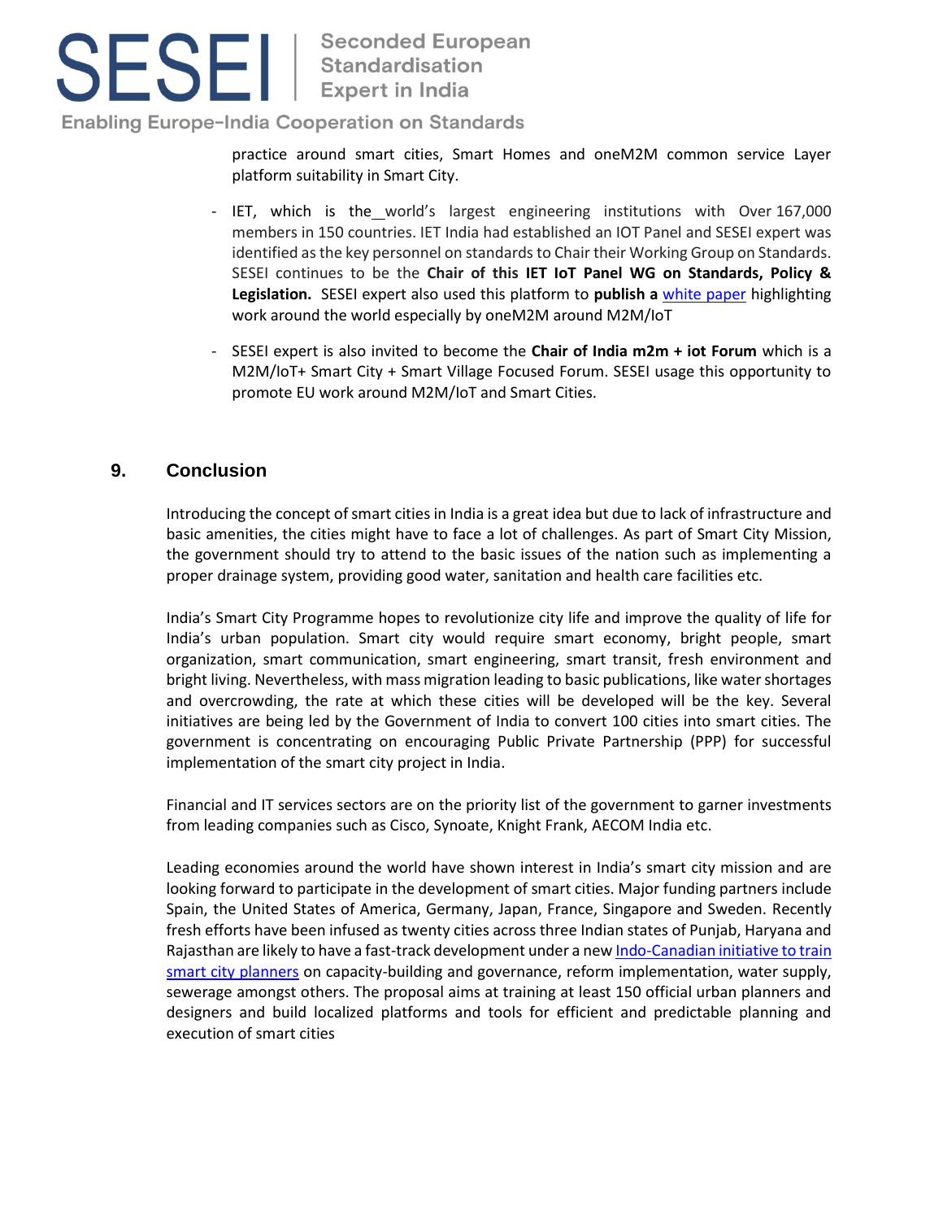practice around smart cities, Smart Homes and oneM2M common service Layer platform suitability in Smart City.

- IET, which is the world's largest engineering institutions with Over 167,000 members in 150 countries. IET India had established an IOT Panel and SESEI expert was identified as the key personnel on standards to Chair their Working Group on Standards. SESEI continues to be the **Chair of this IET IoT Panel WG on Standards, Policy & Legislation.** SESEI expert also used this platform to **publish a** white paper highlighting work around the world especially by oneM2M around M2M/IoT
- SESEI expert is also invited to become the **Chair of India m2m + iot Forum** which is a M2M/IoT+ Smart City + Smart Village Focused Forum. SESEI usage this opportunity to promote EU work around M2M/IoT and Smart Cities.

## 9. Conclusion

Introducing the concept of smart cities in India is a great idea but due to lack of infrastructure and basic amenities, the cities might have to face a lot of challenges. As part of Smart City Mission, the government should try to attend to the basic issues of the nation such as implementing a proper drainage system, providing good water, sanitation and health care facilities etc.

India's Smart City Programme hopes to revolutionize city life and improve the quality of life for India's urban population. Smart city would require smart economy, bright people, smart organization, smart communication, smart engineering, smart transit, fresh environment and bright living. Nevertheless, with mass migration leading to basic publications, like water shortages and overcrowding, the rate at which these cities will be developed will be the key. Several initiatives are being led by the Government of India to convert 100 cities into smart cities. The government is concentrating on encouraging Public Private Partnership (PPP) for successful implementation of the smart city project in India.

Financial and IT services sectors are on the priority list of the government to garner investments from leading companies such as Cisco, Synoate, Knight Frank, AECOM India etc.

Leading economies around the world have shown interest in India's smart city mission and are looking forward to participate in the development of smart cities. Major funding partners include Spain, the United States of America, Germany, Japan, France, Singapore and Sweden. Recently fresh efforts have been infused as twenty cities across three Indian states of Punjab, Haryana and Rajasthan are likely to have a fast-track development under a new Indo-Canadian initiative to train smart city planners on capacity-building and governance, reform implementation, water supply, sewerage amongst others. The proposal aims at training at least 150 official urban planners and designers and build localized platforms and tools for efficient and predictable planning and execution of smart cities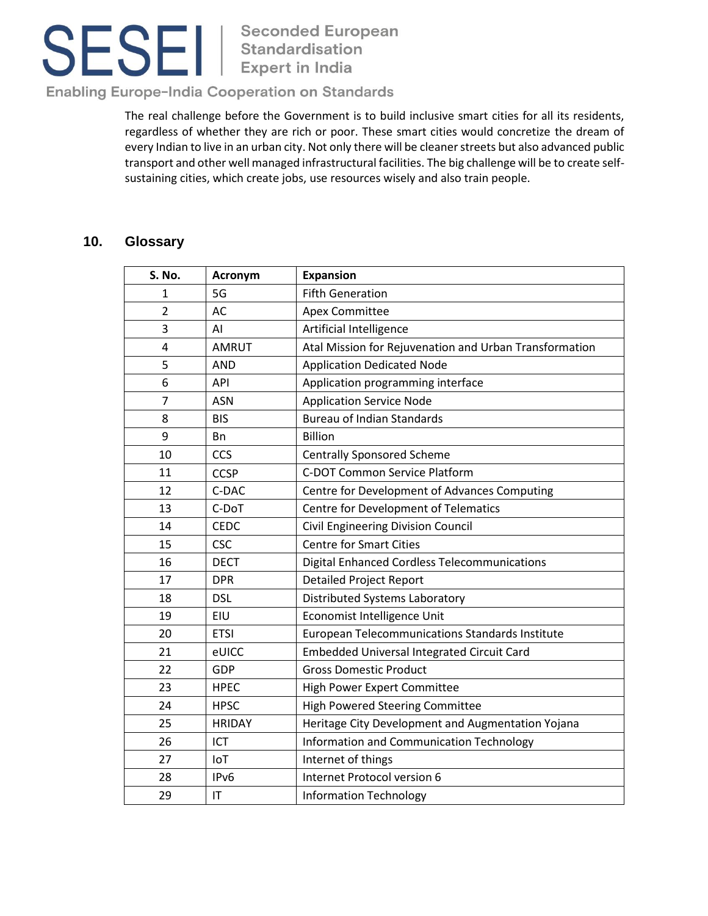The real challenge before the Government is to build inclusive smart cities for all its residents, regardless of whether they are rich or poor. These smart cities would concretize the dream of every Indian to live in an urban city. Not only there will be cleaner streets but also advanced public transport and other well managed infrastructural facilities. The big challenge will be to create self-sustaining cities, which create jobs, use resources wisely and also train people.

## 10. Glossary

| S. No. | Acronym | Expansion |
|---|---|---|
| 1 | 5G | Fifth Generation |
| 2 | AC | Apex Committee |
| 3 | AI | Artificial Intelligence |
| 4 | AMRUT | Atal Mission for Rejuvenation and Urban Transformation |
| 5 | AND | Application Dedicated Node |
| 6 | API | Application programming interface |
| 7 | ASN | Application Service Node |
| 8 | BIS | Bureau of Indian Standards |
| 9 | Bn | Billion |
| 10 | CCS | Centrally Sponsored Scheme |
| 11 | CCSP | C-DOT Common Service Platform |
| 12 | C-DAC | Centre for Development of Advances Computing |
| 13 | C-DoT | Centre for Development of Telematics |
| 14 | CEDC | Civil Engineering Division Council |
| 15 | CSC | Centre for Smart Cities |
| 16 | DECT | Digital Enhanced Cordless Telecommunications |
| 17 | DPR | Detailed Project Report |
| 18 | DSL | Distributed Systems Laboratory |
| 19 | EIU | Economist Intelligence Unit |
| 20 | ETSI | European Telecommunications Standards Institute |
| 21 | eUICC | Embedded Universal Integrated Circuit Card |
| 22 | GDP | Gross Domestic Product |
| 23 | HPEC | High Power Expert Committee |
| 24 | HPSC | High Powered Steering Committee |
| 25 | HRIDAY | Heritage City Development and Augmentation Yojana |
| 26 | ICT | Information and Communication Technology |
| 27 | IoT | Internet of things |
| 28 | IPv6 | Internet Protocol version 6 |
| 29 | IT | Information Technology |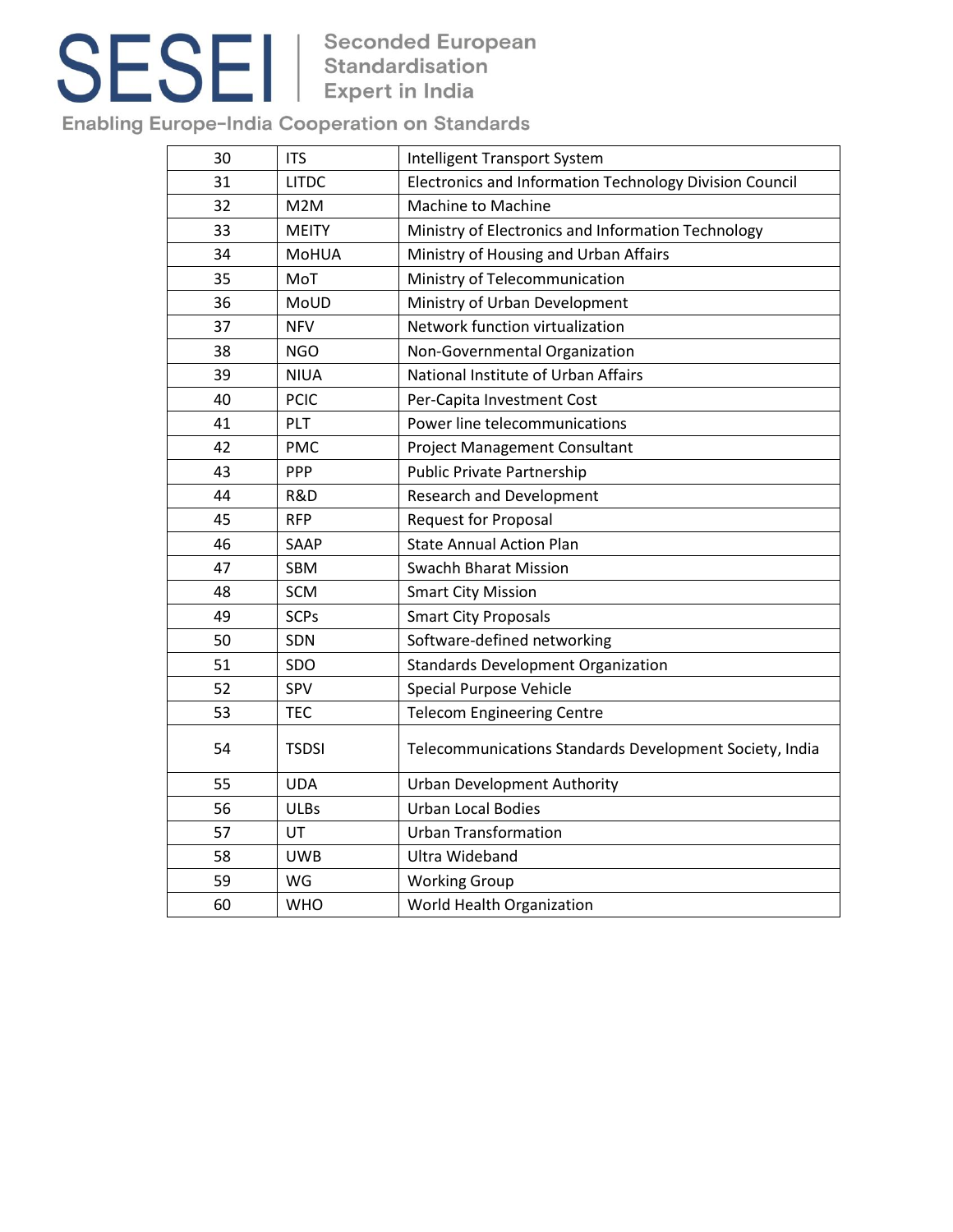| 30 | ITS | Intelligent Transport System |
|---|---|---|
| 31 | LITDC | Electronics and Information Technology Division Council |
| 32 | M2M | Machine to Machine |
| 33 | MEITY | Ministry of Electronics and Information Technology |
| 34 | MoHUA | Ministry of Housing and Urban Affairs |
| 35 | MoT | Ministry of Telecommunication |
| 36 | MoUD | Ministry of Urban Development |
| 37 | NFV | Network function virtualization |
| 38 | NGO | Non-Governmental Organization |
| 39 | NIUA | National Institute of Urban Affairs |
| 40 | PCIC | Per-Capita Investment Cost |
| 41 | PLT | Power line telecommunications |
| 42 | PMC | Project Management Consultant |
| 43 | PPP | Public Private Partnership |
| 44 | R&D | Research and Development |
| 45 | RFP | Request for Proposal |
| 46 | SAAP | State Annual Action Plan |
| 47 | SBM | Swachh Bharat Mission |
| 48 | SCM | Smart City Mission |
| 49 | SCPs | Smart City Proposals |
| 50 | SDN | Software-defined networking |
| 51 | SDO | Standards Development Organization |
| 52 | SPV | Special Purpose Vehicle |
| 53 | TEC | Telecom Engineering Centre |
| 54 | TSDSI | Telecommunications Standards Development Society, India |
| 55 | UDA | Urban Development Authority |
| 56 | ULBs | Urban Local Bodies |
| 57 | UT | Urban Transformation |
| 58 | UWB | Ultra Wideband |
| 59 | WG | Working Group |
| 60 | WHO | World Health Organization |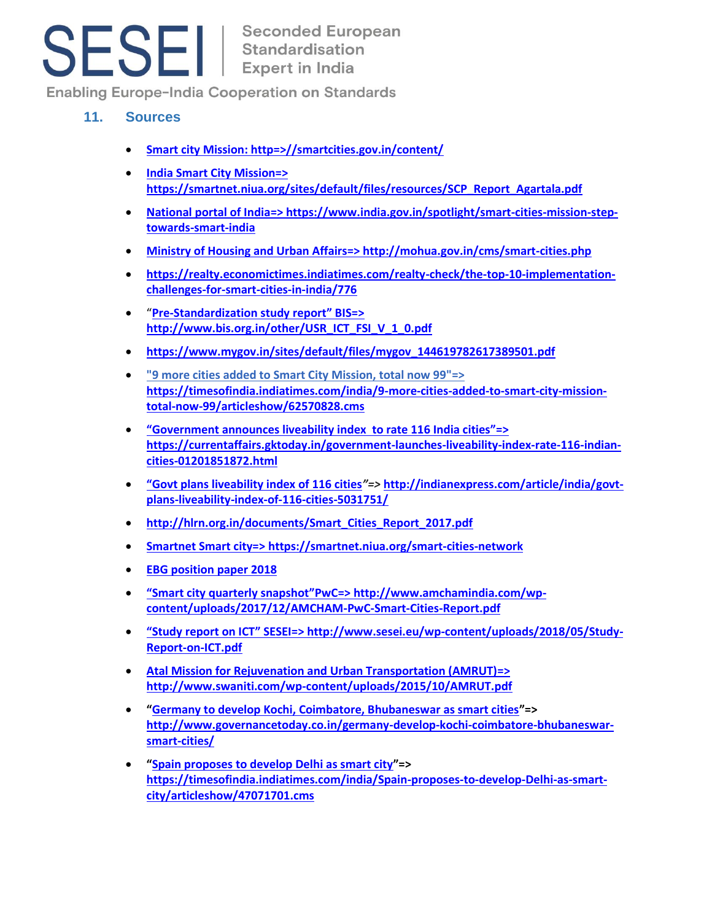## 11. Sources

- Smart city Mission: http=>//smartcities.gov.in/content/
- India Smart City Mission=> https://smartnet.niua.org/sites/default/files/resources/SCP_Report_Agartala.pdf
- National portal of India=> https://www.india.gov.in/spotlight/smart-cities-mission-step-towards-smart-india
- Ministry of Housing and Urban Affairs=> http://mohua.gov.in/cms/smart-cities.php
- https://realty.economictimes.indiatimes.com/realty-check/the-top-10-implementation-challenges-for-smart-cities-in-india/776
- "Pre-Standardization study report" BIS=> http://www.bis.org.in/other/USR_ICT_FSI_V_1_0.pdf
- https://www.mygov.in/sites/default/files/mygov_144619782617389501.pdf
- "9 more cities added to Smart City Mission, total now 99"=> https://timesofindia.indiatimes.com/india/9-more-cities-added-to-smart-city-mission-total-now-99/articleshow/62570828.cms
- "Government announces liveability index to rate 116 India cities"=> https://currentaffairs.gktoday.in/government-launches-liveability-index-rate-116-indian-cities-01201851872.html
- "Govt plans liveability index of 116 cities"=> http://indianexpress.com/article/india/govt-plans-liveability-index-of-116-cities-5031751/
- http://hlrn.org.in/documents/Smart_Cities_Report_2017.pdf
- Smartnet Smart city=> https://smartnet.niua.org/smart-cities-network
- EBG position paper 2018
- "Smart city quarterly snapshot"PwC=> http://www.amchamindia.com/wp-content/uploads/2017/12/AMCHAM-PwC-Smart-Cities-Report.pdf
- "Study report on ICT" SESEI=> http://www.sesei.eu/wp-content/uploads/2018/05/Study-Report-on-ICT.pdf
- Atal Mission for Rejuvenation and Urban Transportation (AMRUT)=> http://www.swaniti.com/wp-content/uploads/2015/10/AMRUT.pdf
- "Germany to develop Kochi, Coimbatore, Bhubaneswar as smart cities"=> http://www.governancetoday.co.in/germany-develop-kochi-coimbatore-bhubaneswar-smart-cities/
- "Spain proposes to develop Delhi as smart city"=> https://timesofindia.indiatimes.com/india/Spain-proposes-to-develop-Delhi-as-smart-city/articleshow/47071701.cms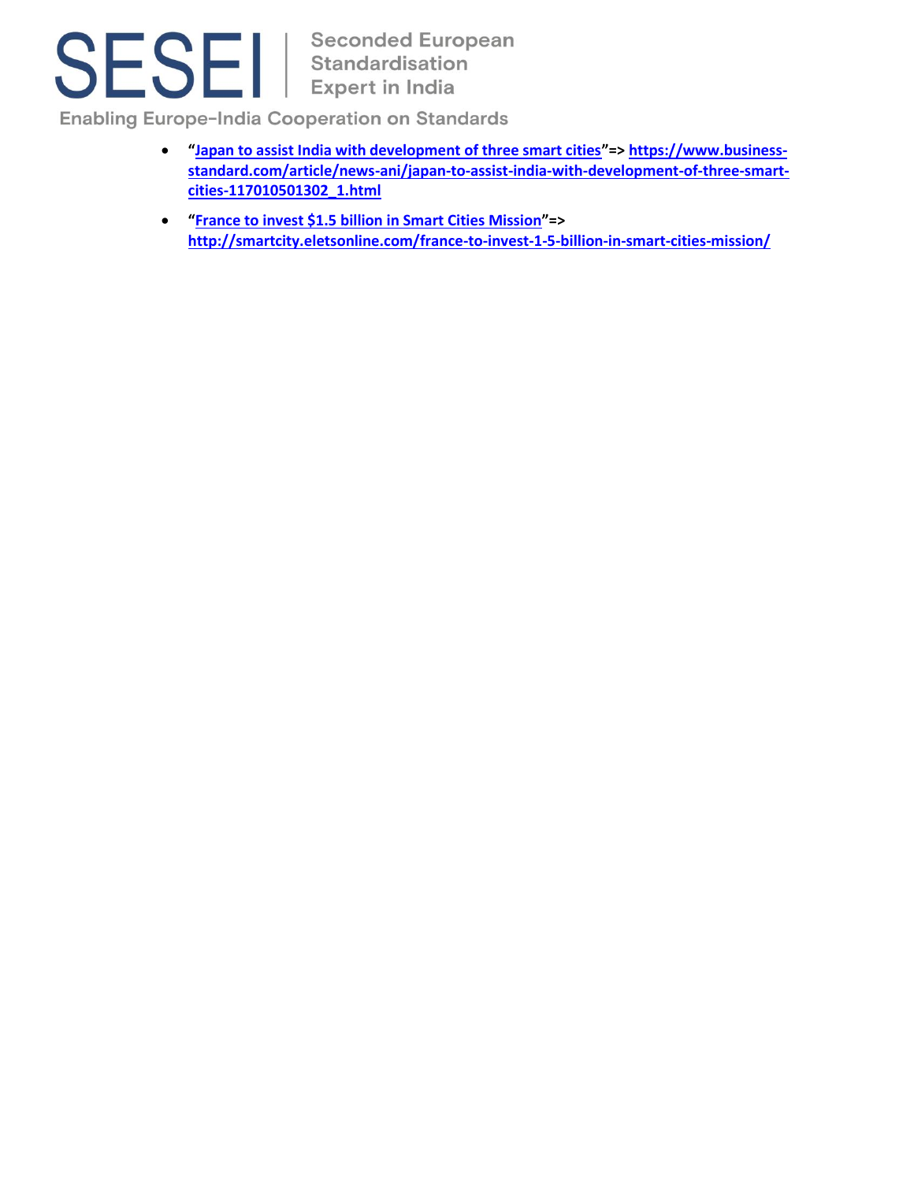- "**[Japan to assist India with development of three smart cities](https://www.business-standard.com/article/news-ani/japan-to-assist-india-with-development-of-three-smart-cities-117010501302_1.html)**"=> **[https://www.business-standard.com/article/news-ani/japan-to-assist-india-with-development-of-three-smart-cities-117010501302_1.html](https://www.business-standard.com/article/news-ani/japan-to-assist-india-with-development-of-three-smart-cities-117010501302_1.html)**
- "**[France to invest $1.5 billion in Smart Cities Mission](http://smartcity.eletsonline.com/france-to-invest-1-5-billion-in-smart-cities-mission/)**"=> **[http://smartcity.eletsonline.com/france-to-invest-1-5-billion-in-smart-cities-mission/](http://smartcity.eletsonline.com/france-to-invest-1-5-billion-in-smart-cities-mission/)**